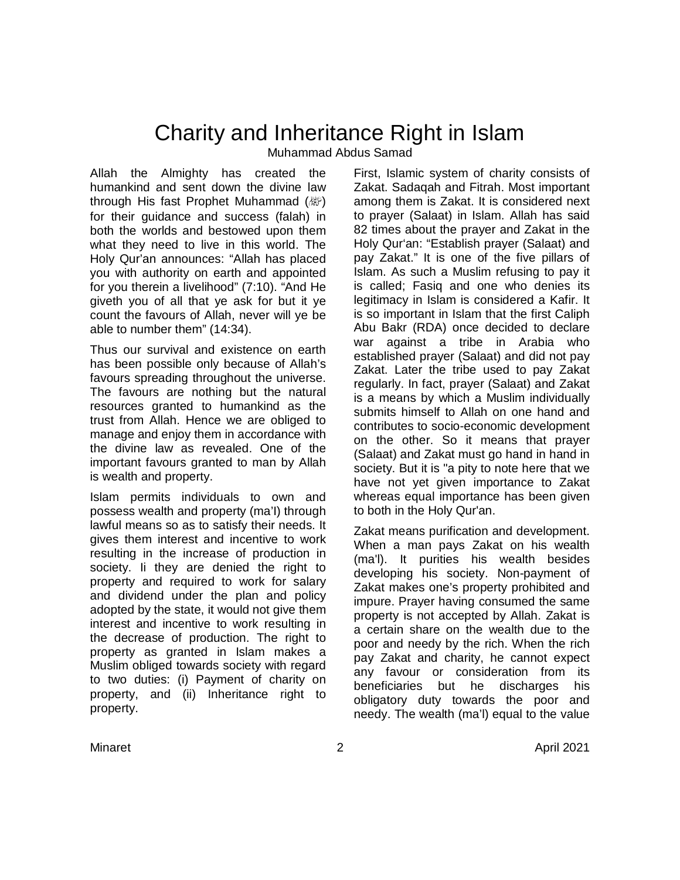# Charity and Inheritance Right in Islam

Muhammad Abdus Samad

Allah the Almighty has created the humankind and sent down the divine law through His fast Prophet Muhammad (ﷺ) for their guidance and success (falah) in both the worlds and bestowed upon them what they need to live in this world. The Holy Qur'an announces: "Allah has placed you with authority on earth and appointed for you therein a livelihood" (7:10). "And He giveth you of all that ye ask for but it ye count the favours of Allah, never will ye be able to number them" (14:34).

Thus our survival and existence on earth has been possible only because of Allah's favours spreading throughout the universe. The favours are nothing but the natural resources granted to humankind as the trust from Allah. Hence we are obliged to manage and enjoy them in accordance with the divine law as revealed. One of the important favours granted to man by Allah is wealth and property.

Islam permits individuals to own and possess wealth and property (ma'I) through lawful means so as to satisfy their needs. It gives them interest and incentive to work resulting in the increase of production in society. Ii they are denied the right to property and required to work for salary and dividend under the plan and policy adopted by the state, it would not give them interest and incentive to work resulting in the decrease of production. The right to property as granted in Islam makes a Muslim obliged towards society with regard to two duties: (i) Payment of charity on property, and (ii) Inheritance right to property.

First, Islamic system of charity consists of Zakat. Sadaqah and Fitrah. Most important among them is Zakat. It is considered next to prayer (Salaat) in Islam. Allah has said 82 times about the prayer and Zakat in the Holy Qur'an: "Establish prayer (Salaat) and pay Zakat." It is one of the five pillars of Islam. As such a Muslim refusing to pay it is called; Fasiq and one who denies its legitimacy in Islam is considered a Kafir. It is so important in Islam that the first Caliph Abu Bakr (RDA) once decided to declare war against a tribe in Arabia who established prayer (Salaat) and did not pay Zakat. Later the tribe used to pay Zakat regularly. In fact, prayer (Salaat) and Zakat is a means by which a Muslim individually submits himself to Allah on one hand and contributes to socio-economic development on the other. So it means that prayer (Salaat) and Zakat must go hand in hand in society. But it is "a pity to note here that we have not yet given importance to Zakat whereas equal importance has been given to both in the Holy Qur'an.

Zakat means purification and development. When a man pays Zakat on his wealth (ma'l). It purities his wealth besides developing his society. Non-payment of Zakat makes one's property prohibited and impure. Prayer having consumed the same property is not accepted by Allah. Zakat is a certain share on the wealth due to the poor and needy by the rich. When the rich pay Zakat and charity, he cannot expect any favour or consideration from its beneficiaries but he discharges his obligatory duty towards the poor and needy. The wealth (ma'l) equal to the value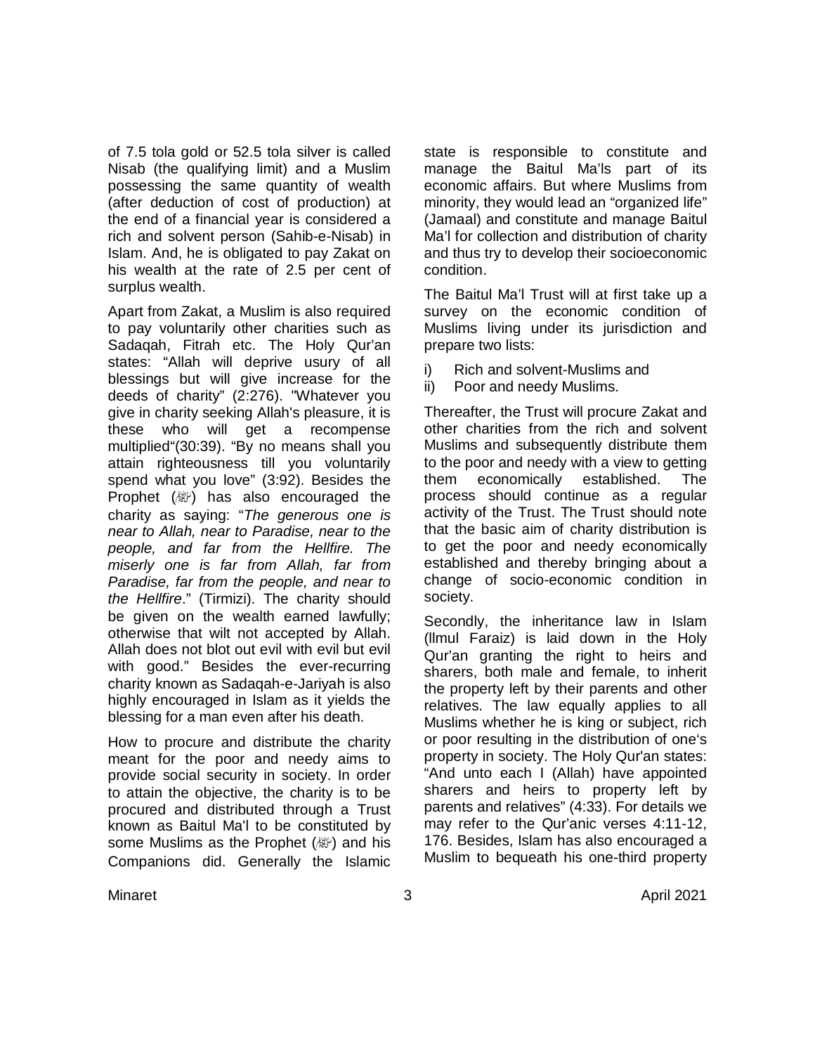of 7.5 tola gold or 52.5 tola silver is called Nisab (the qualifying limit) and a Muslim possessing the same quantity of wealth (after deduction of cost of production) at the end of a financial year is considered a rich and solvent person (Sahib-e-Nisab) in Islam. And, he is obligated to pay Zakat on his wealth at the rate of 2.5 per cent of surplus wealth.

Apart from Zakat, a Muslim is also required to pay voluntarily other charities such as Sadaqah, Fitrah etc. The Holy Qur'an states: "Allah will deprive usury of all blessings but will give increase for the deeds of charity" (2:276). "Whatever you give in charity seeking Allah's pleasure, it is these who will get a recompense multiplied"(30:39). "By no means shall you attain righteousness till you voluntarily spend what you love" (3:92). Besides the Prophet (ﷺ) has also encouraged the charity as saying: "*The generous one is near to Allah, near to Paradise, near to the people, and far from the Hellfire. The miserly one is far from Allah, far from Paradise, far from the people, and near to the Hellfire*." (Tirmizi). The charity should be given on the wealth earned lawfully; otherwise that wilt not accepted by Allah. Allah does not blot out evil with evil but evil with good." Besides the ever-recurring charity known as Sadaqah-e-Jariyah is also highly encouraged in Islam as it yields the blessing for a man even after his death.

How to procure and distribute the charity meant for the poor and needy aims to provide social security in society. In order to attain the objective, the charity is to be procured and distributed through a Trust known as Baitul Ma'l to be constituted by some Muslims as the Prophet (ﷺ) and his Companions did. Generally the Islamic state is responsible to constitute and manage the Baitul Ma'ls part of its economic affairs. But where Muslims from minority, they would lead an "organized life" (Jamaal) and constitute and manage Baitul Ma'l for collection and distribution of charity and thus try to develop their socioeconomic condition.

The Baitul Ma'l Trust will at first take up a survey on the economic condition of Muslims living under its jurisdiction and prepare two lists:

i) Rich and solvent-Muslims and
ii) Poor and needy Muslims.

Thereafter, the Trust will procure Zakat and other charities from the rich and solvent Muslims and subsequently distribute them to the poor and needy with a view to getting them economically established. The process should continue as a regular activity of the Trust. The Trust should note that the basic aim of charity distribution is to get the poor and needy economically established and thereby bringing about a change of socio-economic condition in society.

Secondly, the inheritance law in Islam (llmul Faraiz) is laid down in the Holy Qur'an granting the right to heirs and sharers, both male and female, to inherit the property left by their parents and other relatives. The law equally applies to all Muslims whether he is king or subject, rich or poor resulting in the distribution of one's property in society. The Holy Qur'an states: "And unto each I (Allah) have appointed sharers and heirs to property left by parents and relatives" (4:33). For details we may refer to the Qur'anic verses 4:11-12, 176. Besides, Islam has also encouraged a Muslim to bequeath his one-third property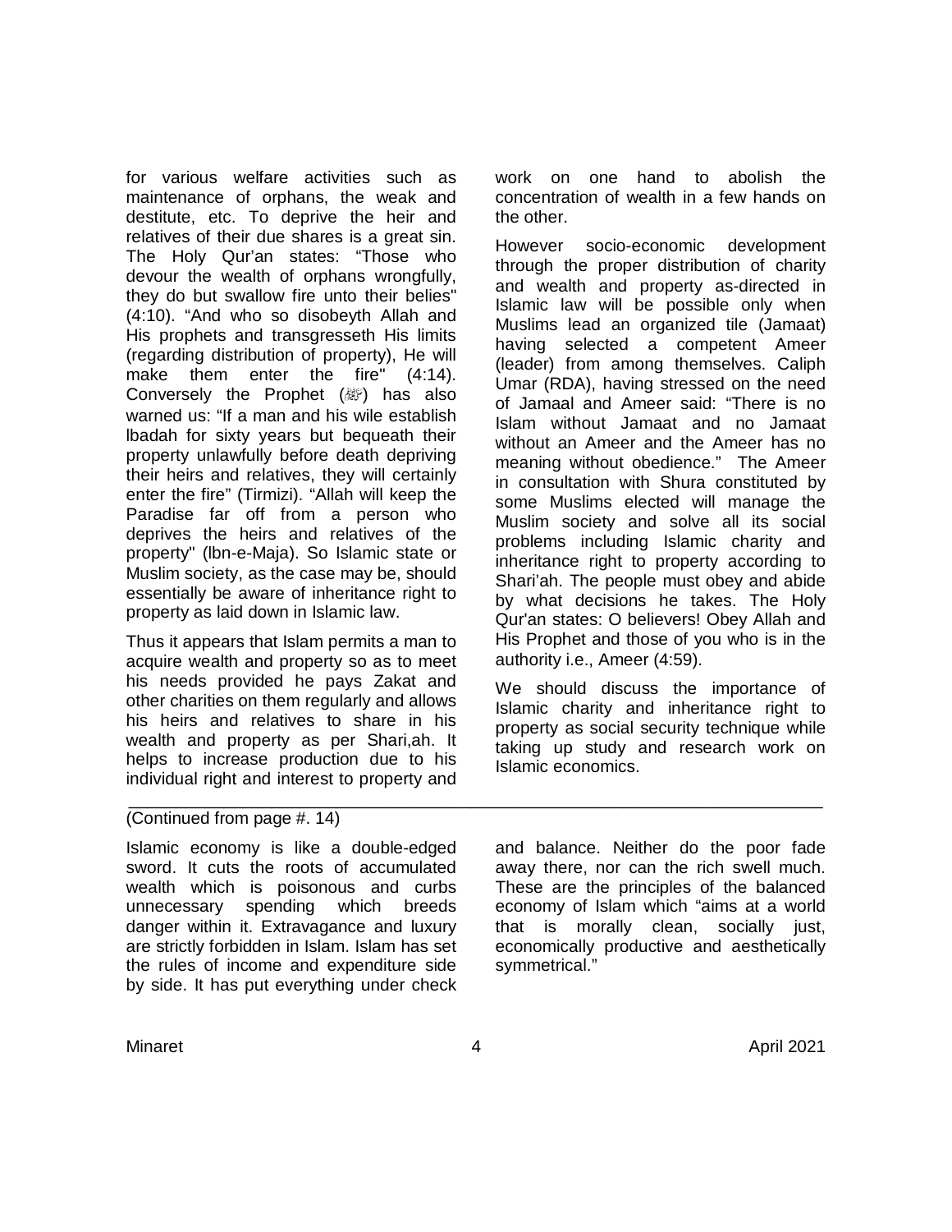for various welfare activities such as maintenance of orphans, the weak and destitute, etc. To deprive the heir and relatives of their due shares is a great sin. The Holy Qur'an states: "Those who devour the wealth of orphans wrongfully, they do but swallow fire unto their belies" (4:10). "And who so disobeyth Allah and His prophets and transgresseth His limits (regarding distribution of property), He will make them enter the fire" (4:14). Conversely the Prophet (ﷺ) has also warned us: "If a man and his wile establish lbadah for sixty years but bequeath their property unlawfully before death depriving their heirs and relatives, they will certainly enter the fire" (Tirmizi). "Allah will keep the Paradise far off from a person who deprives the heirs and relatives of the property" (lbn-e-Maja). So Islamic state or Muslim society, as the case may be, should essentially be aware of inheritance right to property as laid down in Islamic law.

Thus it appears that Islam permits a man to acquire wealth and property so as to meet his needs provided he pays Zakat and other charities on them regularly and allows his heirs and relatives to share in his wealth and property as per Shari,ah. It helps to increase production due to his individual right and interest to property and work on one hand to abolish the concentration of wealth in a few hands on the other.

However socio-economic development through the proper distribution of charity and wealth and property as-directed in Islamic law will be possible only when Muslims lead an organized tile (Jamaat) having selected a competent Ameer (leader) from among themselves. Caliph Umar (RDA), having stressed on the need of Jamaal and Ameer said: "There is no Islam without Jamaat and no Jamaat without an Ameer and the Ameer has no meaning without obedience." The Ameer in consultation with Shura constituted by some Muslims elected will manage the Muslim society and solve all its social problems including Islamic charity and inheritance right to property according to Shari'ah. The people must obey and abide by what decisions he takes. The Holy Qur'an states: O believers! Obey Allah and His Prophet and those of you who is in the authority i.e., Ameer (4:59).

We should discuss the importance of Islamic charity and inheritance right to property as social security technique while taking up study and research work on Islamic economics.

---

(Continued from page #. 14)

Islamic economy is like a double-edged sword. It cuts the roots of accumulated wealth which is poisonous and curbs unnecessary spending which breeds danger within it. Extravagance and luxury are strictly forbidden in Islam. Islam has set the rules of income and expenditure side by side. It has put everything under check and balance. Neither do the poor fade away there, nor can the rich swell much. These are the principles of the balanced economy of Islam which "aims at a world that is morally clean, socially just, economically productive and aesthetically symmetrical."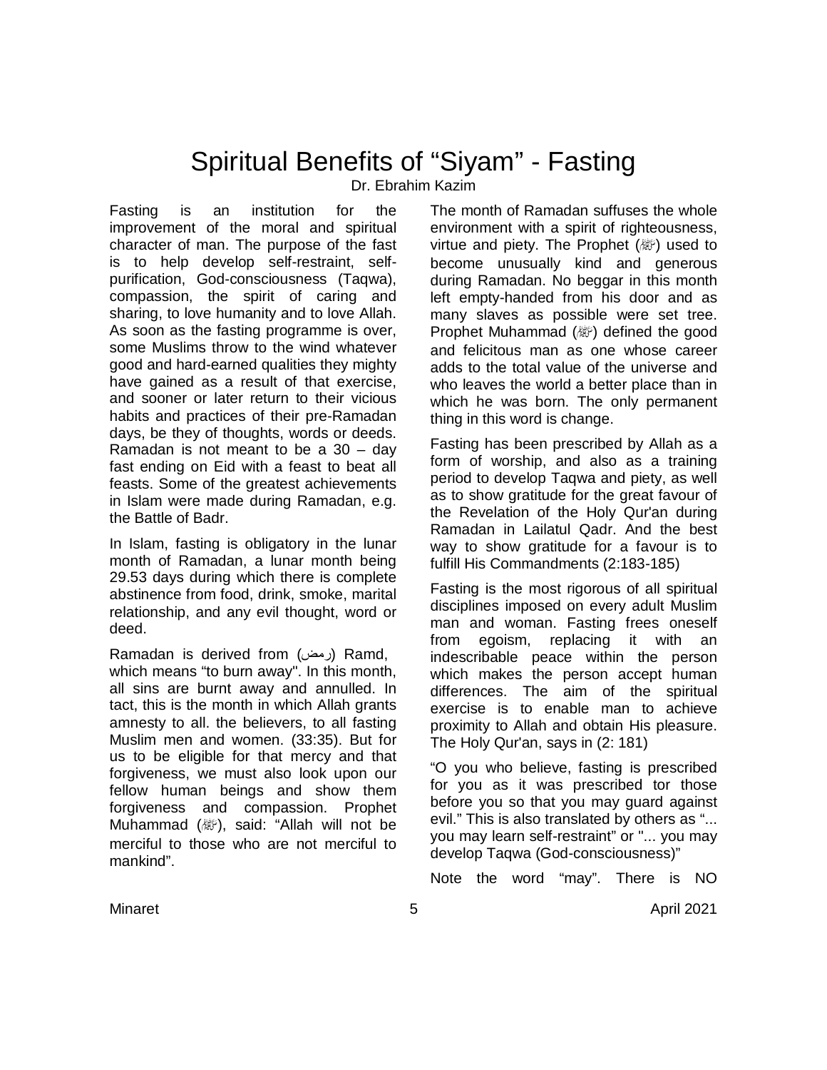# Spiritual Benefits of "Siyam" - Fasting

Dr. Ebrahim Kazim

Fasting is an institution for the improvement of the moral and spiritual character of man. The purpose of the fast is to help develop self-restraint, self-purification, God-consciousness (Taqwa), compassion, the spirit of caring and sharing, to love humanity and to love Allah. As soon as the fasting programme is over, some Muslims throw to the wind whatever good and hard-earned qualities they mighty have gained as a result of that exercise, and sooner or later return to their vicious habits and practices of their pre-Ramadan days, be they of thoughts, words or deeds. Ramadan is not meant to be a 30 – day fast ending on Eid with a feast to beat all feasts. Some of the greatest achievements in Islam were made during Ramadan, e.g. the Battle of Badr.

In Islam, fasting is obligatory in the lunar month of Ramadan, a lunar month being 29.53 days during which there is complete abstinence from food, drink, smoke, marital relationship, and any evil thought, word or deed.

Ramadan is derived from (رمض) Ramd, which means "to burn away". In this month, all sins are burnt away and annulled. In tact, this is the month in which Allah grants amnesty to all. the believers, to all fasting Muslim men and women. (33:35). But for us to be eligible for that mercy and that forgiveness, we must also look upon our fellow human beings and show them forgiveness and compassion. Prophet Muhammad (ﷺ), said: "Allah will not be merciful to those who are not merciful to mankind".

The month of Ramadan suffuses the whole environment with a spirit of righteousness, virtue and piety. The Prophet (ﷺ) used to become unusually kind and generous during Ramadan. No beggar in this month left empty-handed from his door and as many slaves as possible were set tree. Prophet Muhammad (ﷺ) defined the good and felicitous man as one whose career adds to the total value of the universe and who leaves the world a better place than in which he was born. The only permanent thing in this word is change.

Fasting has been prescribed by Allah as a form of worship, and also as a training period to develop Taqwa and piety, as well as to show gratitude for the great favour of the Revelation of the Holy Qur'an during Ramadan in Lailatul Qadr. And the best way to show gratitude for a favour is to fulfill His Commandments (2:183-185)

Fasting is the most rigorous of all spiritual disciplines imposed on every adult Muslim man and woman. Fasting frees oneself from egoism, replacing it with an indescribable peace within the person which makes the person accept human differences. The aim of the spiritual exercise is to enable man to achieve proximity to Allah and obtain His pleasure. The Holy Qur'an, says in (2: 181)

"O you who believe, fasting is prescribed for you as it was prescribed tor those before you so that you may guard against evil." This is also translated by others as "... you may learn self-restraint" or "... you may develop Taqwa (God-consciousness)"

Note the word "may". There is NO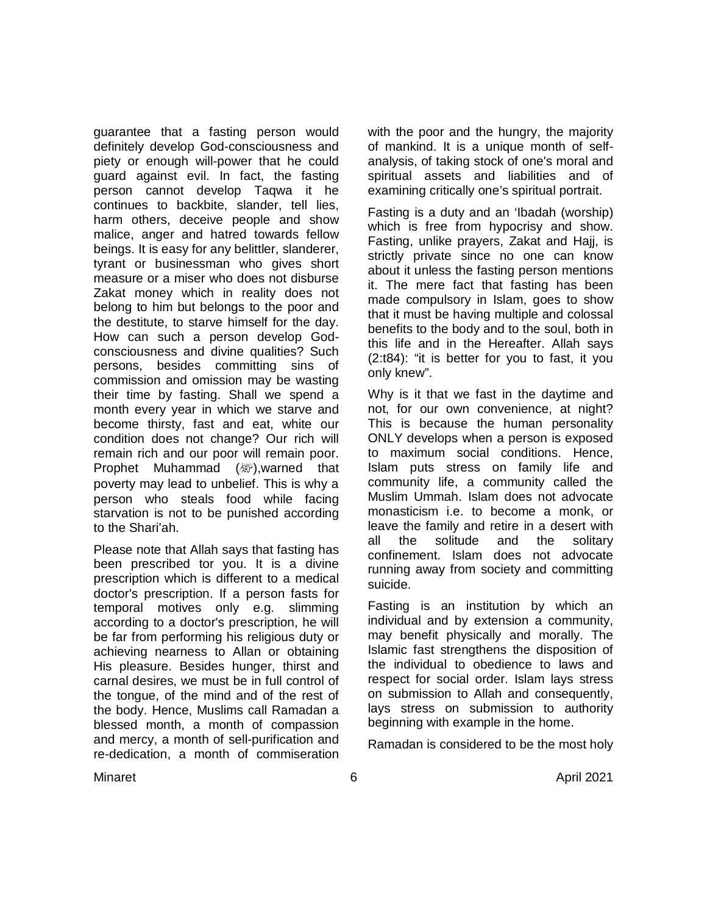guarantee that a fasting person would definitely develop God-consciousness and piety or enough will-power that he could guard against evil. In fact, the fasting person cannot develop Taqwa it he continues to backbite, slander, tell lies, harm others, deceive people and show malice, anger and hatred towards fellow beings. It is easy for any belittler, slanderer, tyrant or businessman who gives short measure or a miser who does not disburse Zakat money which in reality does not belong to him but belongs to the poor and the destitute, to starve himself for the day. How can such a person develop God-consciousness and divine qualities? Such persons, besides committing sins of commission and omission may be wasting their time by fasting. Shall we spend a month every year in which we starve and become thirsty, fast and eat, white our condition does not change? Our rich will remain rich and our poor will remain poor. Prophet Muhammad (ﷺ),warned that poverty may lead to unbelief. This is why a person who steals food while facing starvation is not to be punished according to the Shari'ah.

Please note that Allah says that fasting has been prescribed tor you. It is a divine prescription which is different to a medical doctor's prescription. If a person fasts for temporal motives only e.g. slimming according to a doctor's prescription, he will be far from performing his religious duty or achieving nearness to Allan or obtaining His pleasure. Besides hunger, thirst and carnal desires, we must be in full control of the tongue, of the mind and of the rest of the body. Hence, Muslims call Ramadan a blessed month, a month of compassion and mercy, a month of sell-purification and re-dedication, a month of commiseration with the poor and the hungry, the majority of mankind. It is a unique month of self-analysis, of taking stock of one's moral and spiritual assets and liabilities and of examining critically one's spiritual portrait.

Fasting is a duty and an 'Ibadah (worship) which is free from hypocrisy and show. Fasting, unlike prayers, Zakat and Hajj, is strictly private since no one can know about it unless the fasting person mentions it. The mere fact that fasting has been made compulsory in Islam, goes to show that it must be having multiple and colossal benefits to the body and to the soul, both in this life and in the Hereafter. Allah says (2:t84): "it is better for you to fast, it you only knew".

Why is it that we fast in the daytime and not, for our own convenience, at night? This is because the human personality ONLY develops when a person is exposed to maximum social conditions. Hence, Islam puts stress on family life and community life, a community called the Muslim Ummah. Islam does not advocate monasticism i.e. to become a monk, or leave the family and retire in a desert with all the solitude and the solitary confinement. Islam does not advocate running away from society and committing suicide.

Fasting is an institution by which an individual and by extension a community, may benefit physically and morally. The Islamic fast strengthens the disposition of the individual to obedience to laws and respect for social order. Islam lays stress on submission to Allah and consequently, lays stress on submission to authority beginning with example in the home.

Ramadan is considered to be the most holy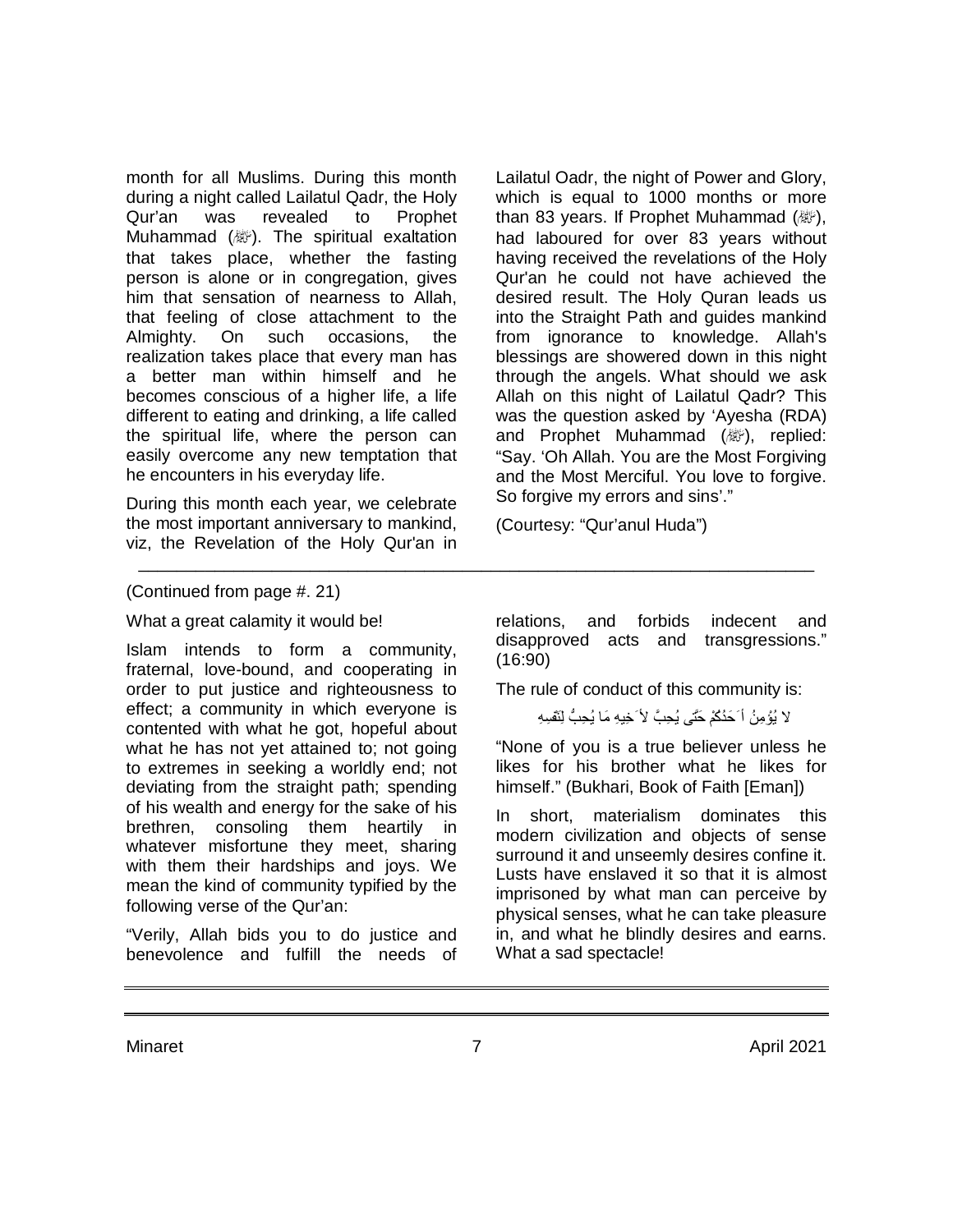month for all Muslims. During this month during a night called Lailatul Qadr, the Holy Qur'an was revealed to Prophet Muhammad (ﷺ). The spiritual exaltation that takes place, whether the fasting person is alone or in congregation, gives him that sensation of nearness to Allah, that feeling of close attachment to the Almighty. On such occasions, the realization takes place that every man has a better man within himself and he becomes conscious of a higher life, a life different to eating and drinking, a life called the spiritual life, where the person can easily overcome any new temptation that he encounters in his everyday life.

During this month each year, we celebrate the most important anniversary to mankind, viz, the Revelation of the Holy Qur'an in Lailatul Oadr, the night of Power and Glory, which is equal to 1000 months or more than 83 years. If Prophet Muhammad (ﷺ), had laboured for over 83 years without having received the revelations of the Holy Qur'an he could not have achieved the desired result. The Holy Quran leads us into the Straight Path and guides mankind from ignorance to knowledge. Allah's blessings are showered down in this night through the angels. What should we ask Allah on this night of Lailatul Qadr? This was the question asked by 'Ayesha (RDA) and Prophet Muhammad (ﷺ), replied: "Say. 'Oh Allah. You are the Most Forgiving and the Most Merciful. You love to forgive. So forgive my errors and sins'."

(Courtesy: "Qur'anul Huda")

---

(Continued from page #. 21)

What a great calamity it would be!

Islam intends to form a community, fraternal, love-bound, and cooperating in order to put justice and righteousness to effect; a community in which everyone is contented with what he got, hopeful about what he has not yet attained to; not going to extremes in seeking a worldly end; not deviating from the straight path; spending of his wealth and energy for the sake of his brethren, consoling them heartily in whatever misfortune they meet, sharing with them their hardships and joys. We mean the kind of community typified by the following verse of the Qur'an:

"Verily, Allah bids you to do justice and benevolence and fulfill the needs of relations, and forbids indecent and disapproved acts and transgressions." (16:90)

The rule of conduct of this community is:

لا يُؤمِنُ اَحَدُكُمْ حَتَّى يُحِبَّ لأَخِيهِ مَا يُحِبُّ لِنَفْسِهِ

"None of you is a true believer unless he likes for his brother what he likes for himself." (Bukhari, Book of Faith [Eman])

In short, materialism dominates this modern civilization and objects of sense surround it and unseemly desires confine it. Lusts have enslaved it so that it is almost imprisoned by what man can perceive by physical senses, what he can take pleasure in, and what he blindly desires and earns. What a sad spectacle!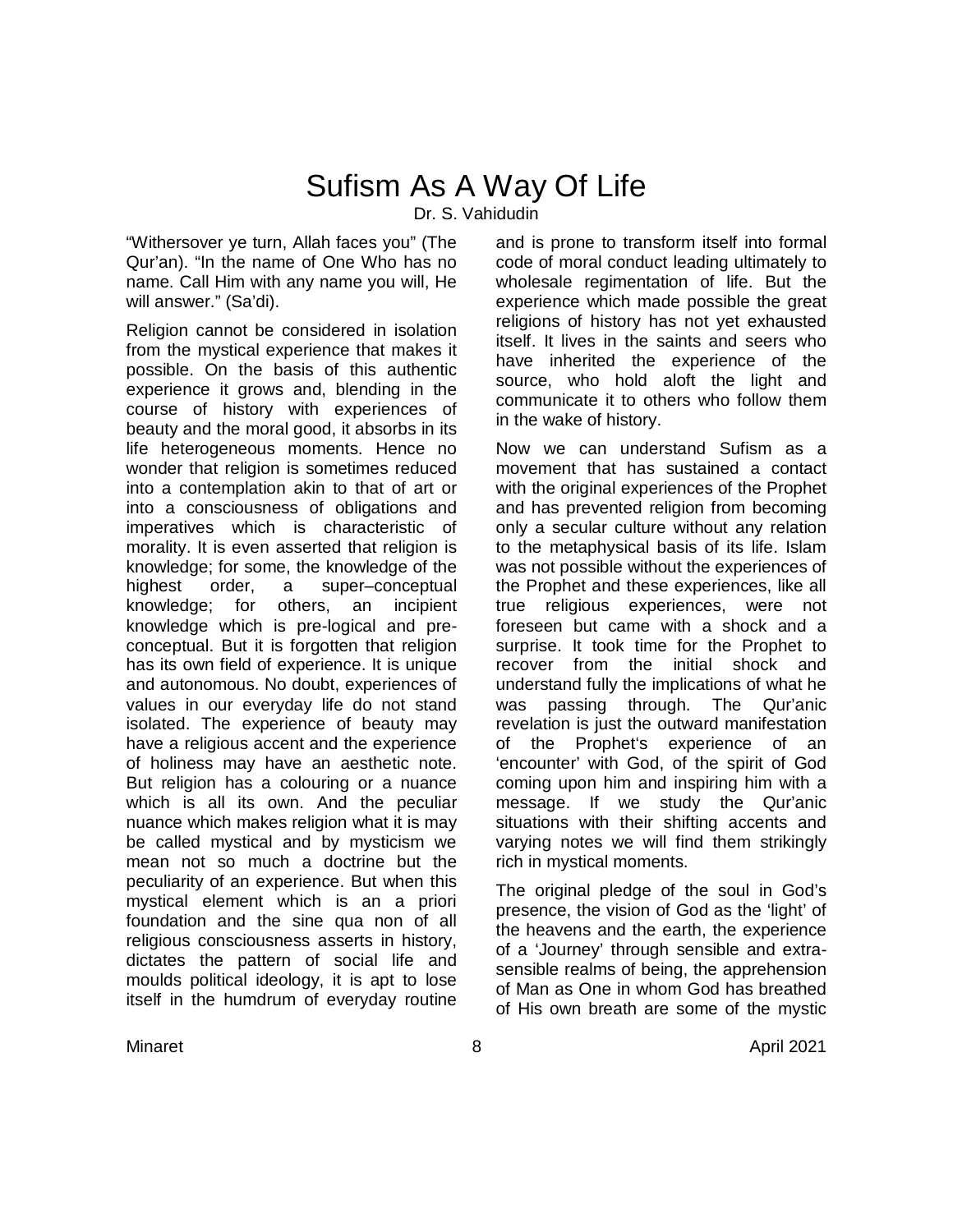# Sufism As A Way Of Life

Dr. S. Vahidudin

"Withersover ye turn, Allah faces you" (The Qur'an). "In the name of One Who has no name. Call Him with any name you will, He will answer." (Sa'di).

Religion cannot be considered in isolation from the mystical experience that makes it possible. On the basis of this authentic experience it grows and, blending in the course of history with experiences of beauty and the moral good, it absorbs in its life heterogeneous moments. Hence no wonder that religion is sometimes reduced into a contemplation akin to that of art or into a consciousness of obligations and imperatives which is characteristic of morality. It is even asserted that religion is knowledge; for some, the knowledge of the highest order, a super–conceptual knowledge; for others, an incipient knowledge which is pre-logical and pre-conceptual. But it is forgotten that religion has its own field of experience. It is unique and autonomous. No doubt, experiences of values in our everyday life do not stand isolated. The experience of beauty may have a religious accent and the experience of holiness may have an aesthetic note. But religion has a colouring or a nuance which is all its own. And the peculiar nuance which makes religion what it is may be called mystical and by mysticism we mean not so much a doctrine but the peculiarity of an experience. But when this mystical element which is an a priori foundation and the sine qua non of all religious consciousness asserts in history, dictates the pattern of social life and moulds political ideology, it is apt to lose itself in the humdrum of everyday routine and is prone to transform itself into formal code of moral conduct leading ultimately to wholesale regimentation of life. But the experience which made possible the great religions of history has not yet exhausted itself. It lives in the saints and seers who have inherited the experience of the source, who hold aloft the light and communicate it to others who follow them in the wake of history.

Now we can understand Sufism as a movement that has sustained a contact with the original experiences of the Prophet and has prevented religion from becoming only a secular culture without any relation to the metaphysical basis of its life. Islam was not possible without the experiences of the Prophet and these experiences, like all true religious experiences, were not foreseen but came with a shock and a surprise. It took time for the Prophet to recover from the initial shock and understand fully the implications of what he was passing through. The Qur'anic revelation is just the outward manifestation of the Prophet's experience of an 'encounter' with God, of the spirit of God coming upon him and inspiring him with a message. If we study the Qur'anic situations with their shifting accents and varying notes we will find them strikingly rich in mystical moments.

The original pledge of the soul in God's presence, the vision of God as the 'light' of the heavens and the earth, the experience of a 'Journey' through sensible and extra-sensible realms of being, the apprehension of Man as One in whom God has breathed of His own breath are some of the mystic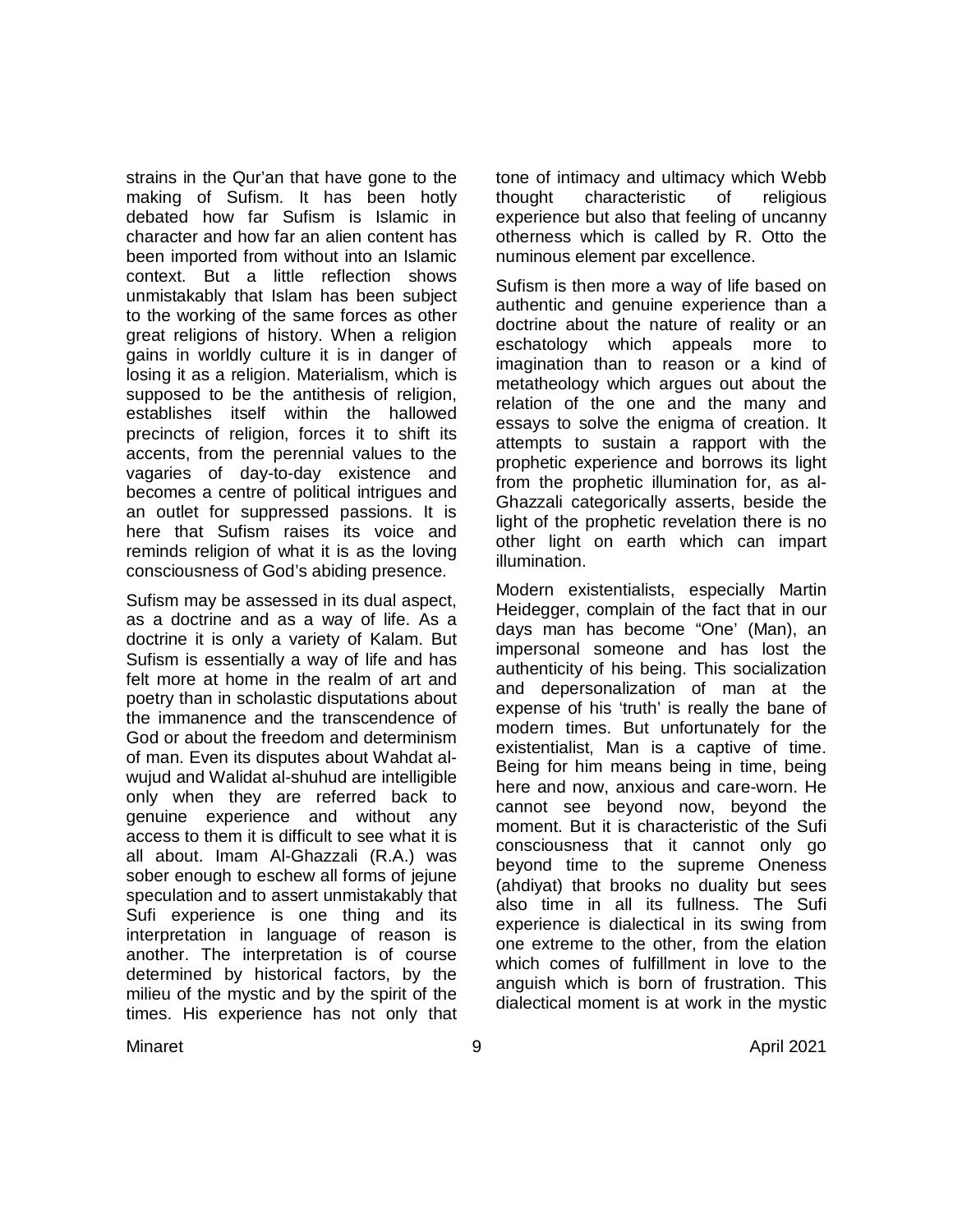strains in the Qur'an that have gone to the making of Sufism. It has been hotly debated how far Sufism is Islamic in character and how far an alien content has been imported from without into an Islamic context. But a little reflection shows unmistakably that Islam has been subject to the working of the same forces as other great religions of history. When a religion gains in worldly culture it is in danger of losing it as a religion. Materialism, which is supposed to be the antithesis of religion, establishes itself within the hallowed precincts of religion, forces it to shift its accents, from the perennial values to the vagaries of day-to-day existence and becomes a centre of political intrigues and an outlet for suppressed passions. It is here that Sufism raises its voice and reminds religion of what it is as the loving consciousness of God's abiding presence.

Sufism may be assessed in its dual aspect, as a doctrine and as a way of life. As a doctrine it is only a variety of Kalam. But Sufism is essentially a way of life and has felt more at home in the realm of art and poetry than in scholastic disputations about the immanence and the transcendence of God or about the freedom and determinism of man. Even its disputes about Wahdat al-wujud and Walidat al-shuhud are intelligible only when they are referred back to genuine experience and without any access to them it is difficult to see what it is all about. Imam Al-Ghazzali (R.A.) was sober enough to eschew all forms of jejune speculation and to assert unmistakably that Sufi experience is one thing and its interpretation in language of reason is another. The interpretation is of course determined by historical factors, by the milieu of the mystic and by the spirit of the times. His experience has not only that tone of intimacy and ultimacy which Webb thought characteristic of religious experience but also that feeling of uncanny otherness which is called by R. Otto the numinous element par excellence.

Sufism is then more a way of life based on authentic and genuine experience than a doctrine about the nature of reality or an eschatology which appeals more to imagination than to reason or a kind of metatheology which argues out about the relation of the one and the many and essays to solve the enigma of creation. It attempts to sustain a rapport with the prophetic experience and borrows its light from the prophetic illumination for, as al-Ghazzali categorically asserts, beside the light of the prophetic revelation there is no other light on earth which can impart illumination.

Modern existentialists, especially Martin Heidegger, complain of the fact that in our days man has become "One' (Man), an impersonal someone and has lost the authenticity of his being. This socialization and depersonalization of man at the expense of his 'truth' is really the bane of modern times. But unfortunately for the existentialist, Man is a captive of time. Being for him means being in time, being here and now, anxious and care-worn. He cannot see beyond now, beyond the moment. But it is characteristic of the Sufi consciousness that it cannot only go beyond time to the supreme Oneness (ahdiyat) that brooks no duality but sees also time in all its fullness. The Sufi experience is dialectical in its swing from one extreme to the other, from the elation which comes of fulfillment in love to the anguish which is born of frustration. This dialectical moment is at work in the mystic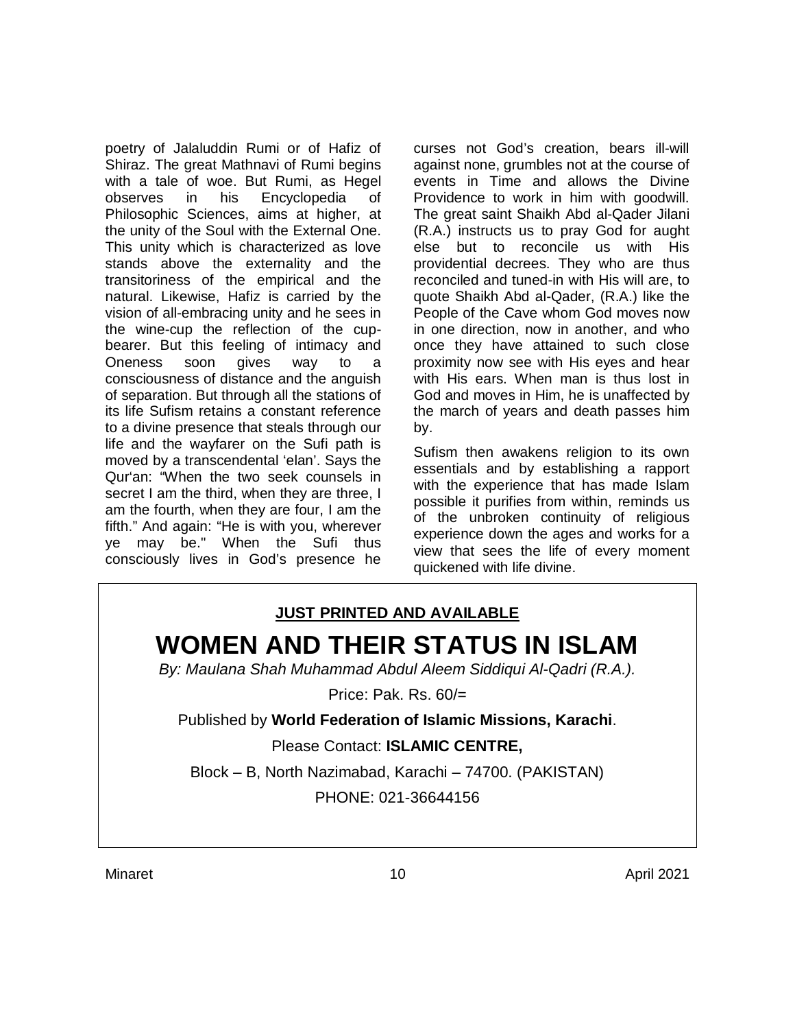poetry of Jalaluddin Rumi or of Hafiz of Shiraz. The great Mathnavi of Rumi begins with a tale of woe. But Rumi, as Hegel observes in his Encyclopedia of Philosophic Sciences, aims at higher, at the unity of the Soul with the External One. This unity which is characterized as love stands above the externality and the transitoriness of the empirical and the natural. Likewise, Hafiz is carried by the vision of all-embracing unity and he sees in the wine-cup the reflection of the cup-bearer. But this feeling of intimacy and Oneness soon gives way to a consciousness of distance and the anguish of separation. But through all the stations of its life Sufism retains a constant reference to a divine presence that steals through our life and the wayfarer on the Sufi path is moved by a transcendental 'elan'. Says the Qur'an: "When the two seek counsels in secret I am the third, when they are three, I am the fourth, when they are four, I am the fifth." And again: "He is with you, wherever ye may be." When the Sufi thus consciously lives in God's presence he curses not God's creation, bears ill-will against none, grumbles not at the course of events in Time and allows the Divine Providence to work in him with goodwill. The great saint Shaikh Abd al-Qader Jilani (R.A.) instructs us to pray God for aught else but to reconcile us with His providential decrees. They who are thus reconciled and tuned-in with His will are, to quote Shaikh Abd al-Qader, (R.A.) like the People of the Cave whom God moves now in one direction, now in another, and who once they have attained to such close proximity now see with His eyes and hear with His ears. When man is thus lost in God and moves in Him, he is unaffected by the march of years and death passes him by.

Sufism then awakens religion to its own essentials and by establishing a rapport with the experience that has made Islam possible it purifies from within, reminds us of the unbroken continuity of religious experience down the ages and works for a view that sees the life of every moment quickened with life divine.

---

**JUST PRINTED AND AVAILABLE**

# WOMEN AND THEIR STATUS IN ISLAM

*By: Maulana Shah Muhammad Abdul Aleem Siddiqui Al-Qadri (R.A.).*

Price: Pak. Rs. 60/=

Published by **World Federation of Islamic Missions, Karachi**.

Please Contact: **ISLAMIC CENTRE,**

Block – B, North Nazimabad, Karachi – 74700. (PAKISTAN)

PHONE: 021-36644156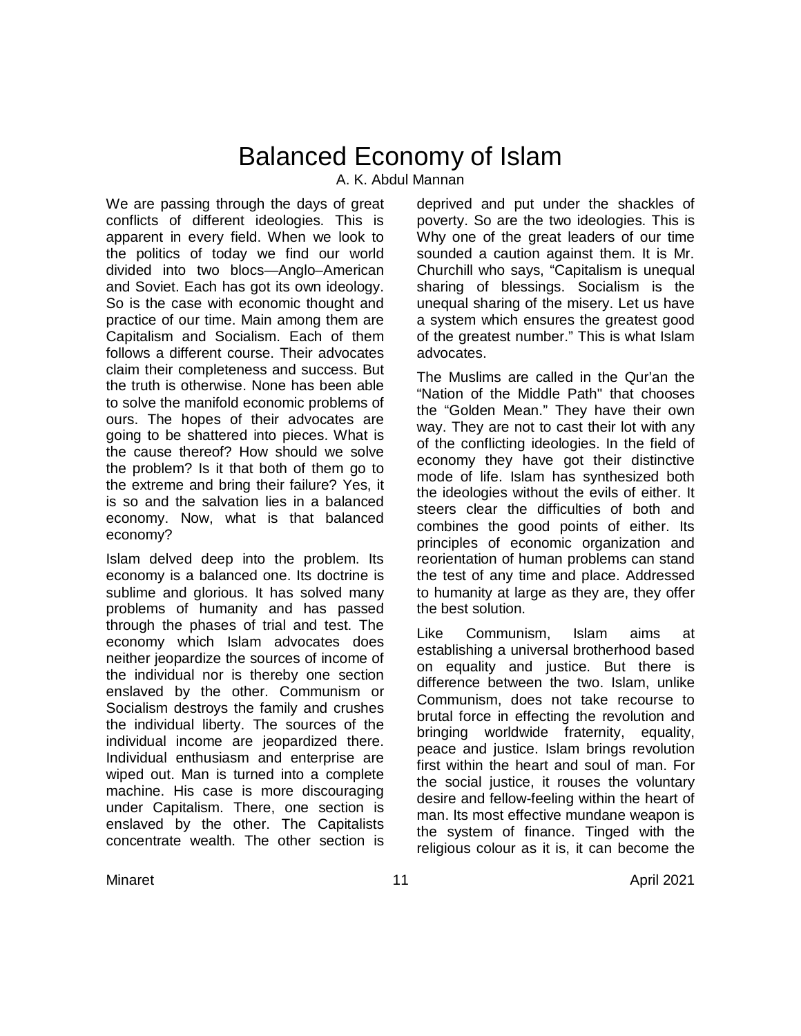# Balanced Economy of Islam

A. K. Abdul Mannan

We are passing through the days of great conflicts of different ideologies. This is apparent in every field. When we look to the politics of today we find our world divided into two blocs—Anglo–American and Soviet. Each has got its own ideology. So is the case with economic thought and practice of our time. Main among them are Capitalism and Socialism. Each of them follows a different course. Their advocates claim their completeness and success. But the truth is otherwise. None has been able to solve the manifold economic problems of ours. The hopes of their advocates are going to be shattered into pieces. What is the cause thereof? How should we solve the problem? Is it that both of them go to the extreme and bring their failure? Yes, it is so and the salvation lies in a balanced economy. Now, what is that balanced economy?

Islam delved deep into the problem. Its economy is a balanced one. Its doctrine is sublime and glorious. It has solved many problems of humanity and has passed through the phases of trial and test. The economy which Islam advocates does neither jeopardize the sources of income of the individual nor is thereby one section enslaved by the other. Communism or Socialism destroys the family and crushes the individual liberty. The sources of the individual income are jeopardized there. Individual enthusiasm and enterprise are wiped out. Man is turned into a complete machine. His case is more discouraging under Capitalism. There, one section is enslaved by the other. The Capitalists concentrate wealth. The other section is deprived and put under the shackles of poverty. So are the two ideologies. This is Why one of the great leaders of our time sounded a caution against them. It is Mr. Churchill who says, "Capitalism is unequal sharing of blessings. Socialism is the unequal sharing of the misery. Let us have a system which ensures the greatest good of the greatest number." This is what Islam advocates.

The Muslims are called in the Qur'an the "Nation of the Middle Path" that chooses the "Golden Mean." They have their own way. They are not to cast their lot with any of the conflicting ideologies. In the field of economy they have got their distinctive mode of life. Islam has synthesized both the ideologies without the evils of either. It steers clear the difficulties of both and combines the good points of either. Its principles of economic organization and reorientation of human problems can stand the test of any time and place. Addressed to humanity at large as they are, they offer the best solution.

Like Communism, Islam aims at establishing a universal brotherhood based on equality and justice. But there is difference between the two. Islam, unlike Communism, does not take recourse to brutal force in effecting the revolution and bringing worldwide fraternity, equality, peace and justice. Islam brings revolution first within the heart and soul of man. For the social justice, it rouses the voluntary desire and fellow-feeling within the heart of man. Its most effective mundane weapon is the system of finance. Tinged with the religious colour as it is, it can become the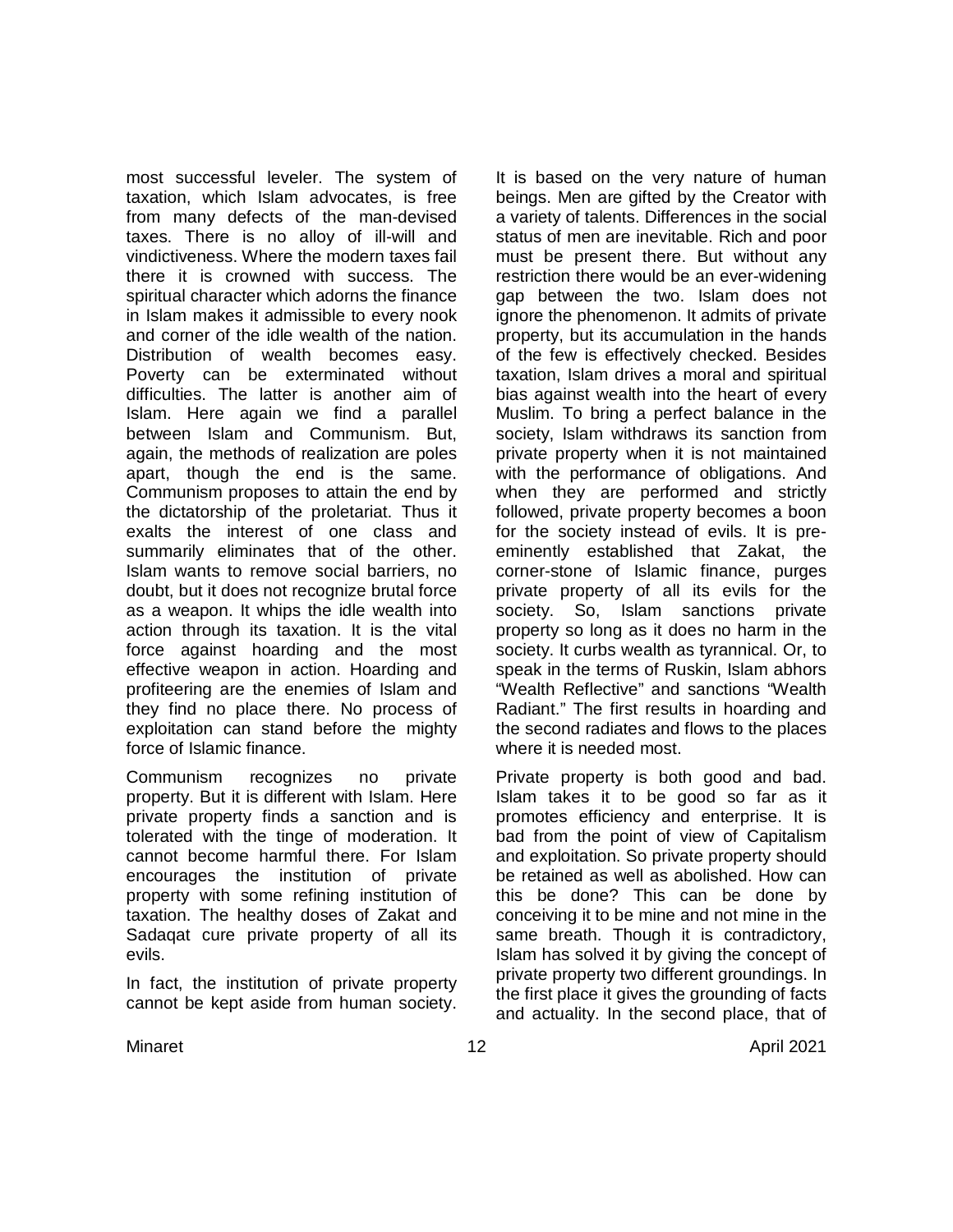most successful leveler. The system of taxation, which Islam advocates, is free from many defects of the man-devised taxes. There is no alloy of ill-will and vindictiveness. Where the modern taxes fail there it is crowned with success. The spiritual character which adorns the finance in Islam makes it admissible to every nook and corner of the idle wealth of the nation. Distribution of wealth becomes easy. Poverty can be exterminated without difficulties. The latter is another aim of Islam. Here again we find a parallel between Islam and Communism. But, again, the methods of realization are poles apart, though the end is the same. Communism proposes to attain the end by the dictatorship of the proletariat. Thus it exalts the interest of one class and summarily eliminates that of the other. Islam wants to remove social barriers, no doubt, but it does not recognize brutal force as a weapon. It whips the idle wealth into action through its taxation. It is the vital force against hoarding and the most effective weapon in action. Hoarding and profiteering are the enemies of Islam and they find no place there. No process of exploitation can stand before the mighty force of Islamic finance.

Communism recognizes no private property. But it is different with Islam. Here private property finds a sanction and is tolerated with the tinge of moderation. It cannot become harmful there. For Islam encourages the institution of private property with some refining institution of taxation. The healthy doses of Zakat and Sadaqat cure private property of all its evils.

In fact, the institution of private property cannot be kept aside from human society. It is based on the very nature of human beings. Men are gifted by the Creator with a variety of talents. Differences in the social status of men are inevitable. Rich and poor must be present there. But without any restriction there would be an ever-widening gap between the two. Islam does not ignore the phenomenon. It admits of private property, but its accumulation in the hands of the few is effectively checked. Besides taxation, Islam drives a moral and spiritual bias against wealth into the heart of every Muslim. To bring a perfect balance in the society, Islam withdraws its sanction from private property when it is not maintained with the performance of obligations. And when they are performed and strictly followed, private property becomes a boon for the society instead of evils. It is pre-eminently established that Zakat, the corner-stone of Islamic finance, purges private property of all its evils for the society. So, Islam sanctions private property so long as it does no harm in the society. It curbs wealth as tyrannical. Or, to speak in the terms of Ruskin, Islam abhors "Wealth Reflective" and sanctions "Wealth Radiant." The first results in hoarding and the second radiates and flows to the places where it is needed most.

Private property is both good and bad. Islam takes it to be good so far as it promotes efficiency and enterprise. It is bad from the point of view of Capitalism and exploitation. So private property should be retained as well as abolished. How can this be done? This can be done by conceiving it to be mine and not mine in the same breath. Though it is contradictory, Islam has solved it by giving the concept of private property two different groundings. In the first place it gives the grounding of facts and actuality. In the second place, that of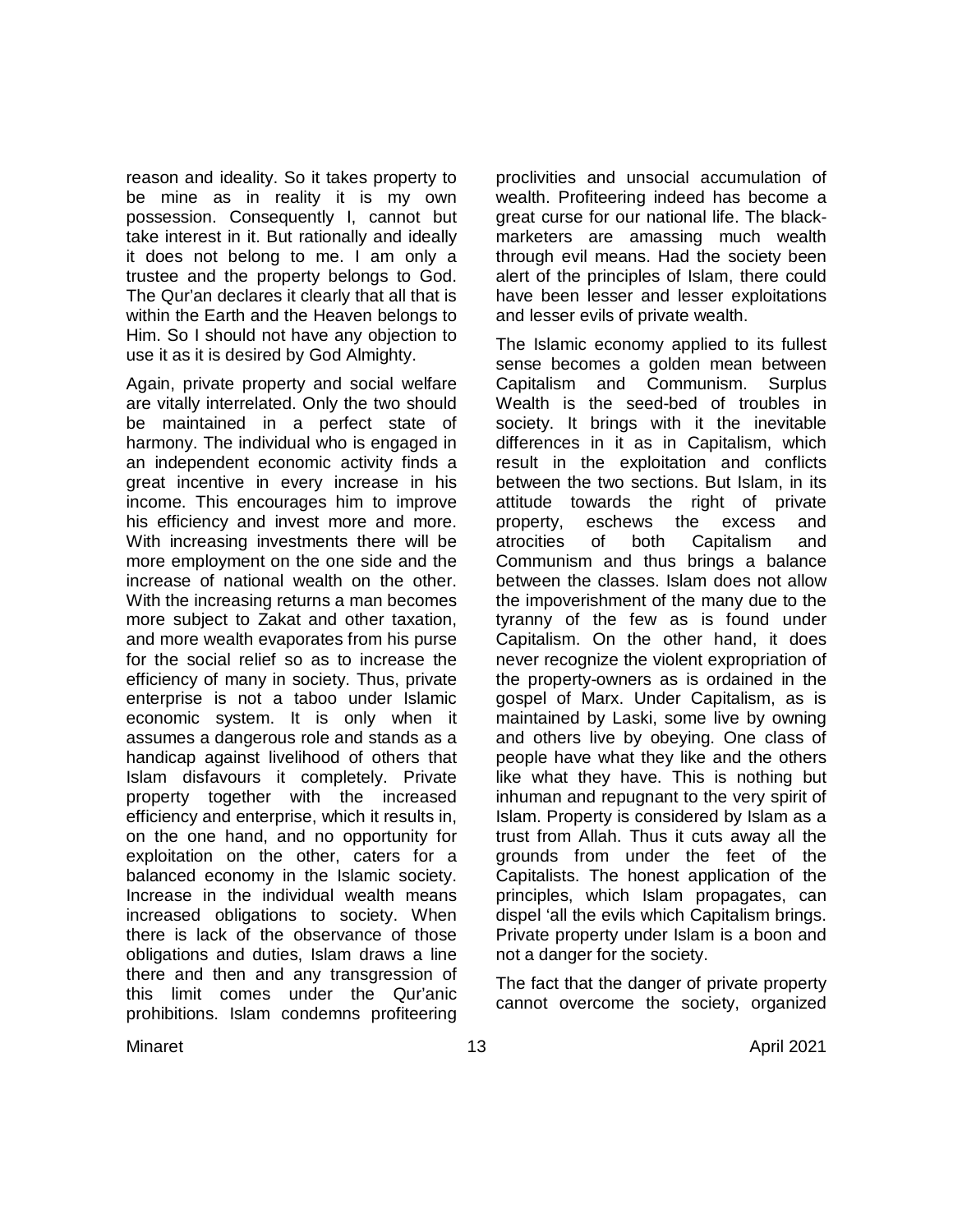reason and ideality. So it takes property to be mine as in reality it is my own possession. Consequently I, cannot but take interest in it. But rationally and ideally it does not belong to me. I am only a trustee and the property belongs to God. The Qur'an declares it clearly that all that is within the Earth and the Heaven belongs to Him. So I should not have any objection to use it as it is desired by God Almighty.

Again, private property and social welfare are vitally interrelated. Only the two should be maintained in a perfect state of harmony. The individual who is engaged in an independent economic activity finds a great incentive in every increase in his income. This encourages him to improve his efficiency and invest more and more. With increasing investments there will be more employment on the one side and the increase of national wealth on the other. With the increasing returns a man becomes more subject to Zakat and other taxation, and more wealth evaporates from his purse for the social relief so as to increase the efficiency of many in society. Thus, private enterprise is not a taboo under Islamic economic system. It is only when it assumes a dangerous role and stands as a handicap against livelihood of others that Islam disfavours it completely. Private property together with the increased efficiency and enterprise, which it results in, on the one hand, and no opportunity for exploitation on the other, caters for a balanced economy in the Islamic society. Increase in the individual wealth means increased obligations to society. When there is lack of the observance of those obligations and duties, Islam draws a line there and then and any transgression of this limit comes under the Qur'anic prohibitions. Islam condemns profiteering proclivities and unsocial accumulation of wealth. Profiteering indeed has become a great curse for our national life. The black-marketers are amassing much wealth through evil means. Had the society been alert of the principles of Islam, there could have been lesser and lesser exploitations and lesser evils of private wealth.

The Islamic economy applied to its fullest sense becomes a golden mean between Capitalism and Communism. Surplus Wealth is the seed-bed of troubles in society. It brings with it the inevitable differences in it as in Capitalism, which result in the exploitation and conflicts between the two sections. But Islam, in its attitude towards the right of private property, eschews the excess and atrocities of both Capitalism and Communism and thus brings a balance between the classes. Islam does not allow the impoverishment of the many due to the tyranny of the few as is found under Capitalism. On the other hand, it does never recognize the violent expropriation of the property-owners as is ordained in the gospel of Marx. Under Capitalism, as is maintained by Laski, some live by owning and others live by obeying. One class of people have what they like and the others like what they have. This is nothing but inhuman and repugnant to the very spirit of Islam. Property is considered by Islam as a trust from Allah. Thus it cuts away all the grounds from under the feet of the Capitalists. The honest application of the principles, which Islam propagates, can dispel 'all the evils which Capitalism brings. Private property under Islam is a boon and not a danger for the society.

The fact that the danger of private property cannot overcome the society, organized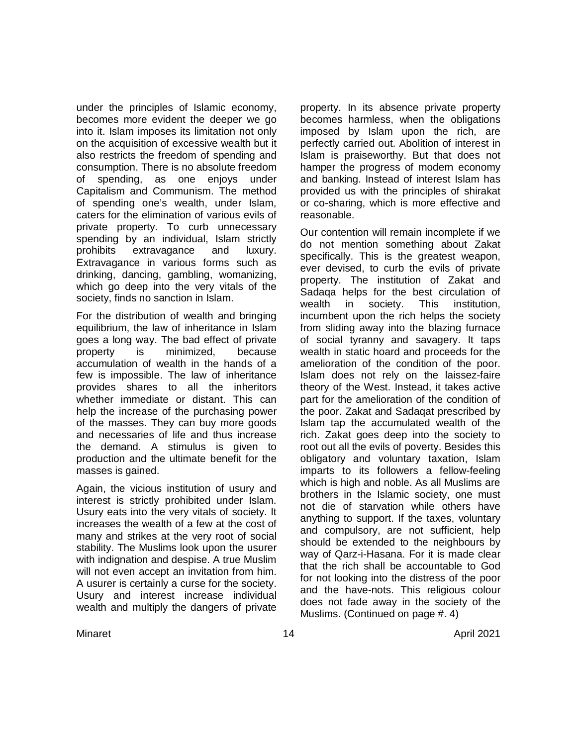under the principles of Islamic economy, becomes more evident the deeper we go into it. Islam imposes its limitation not only on the acquisition of excessive wealth but it also restricts the freedom of spending and consumption. There is no absolute freedom of spending, as one enjoys under Capitalism and Communism. The method of spending one's wealth, under Islam, caters for the elimination of various evils of private property. To curb unnecessary spending by an individual, Islam strictly prohibits extravagance and luxury. Extravagance in various forms such as drinking, dancing, gambling, womanizing, which go deep into the very vitals of the society, finds no sanction in Islam.

For the distribution of wealth and bringing equilibrium, the law of inheritance in Islam goes a long way. The bad effect of private property is minimized, because accumulation of wealth in the hands of a few is impossible. The law of inheritance provides shares to all the inheritors whether immediate or distant. This can help the increase of the purchasing power of the masses. They can buy more goods and necessaries of life and thus increase the demand. A stimulus is given to production and the ultimate benefit for the masses is gained.

Again, the vicious institution of usury and interest is strictly prohibited under Islam. Usury eats into the very vitals of society. It increases the wealth of a few at the cost of many and strikes at the very root of social stability. The Muslims look upon the usurer with indignation and despise. A true Muslim will not even accept an invitation from him. A usurer is certainly a curse for the society. Usury and interest increase individual wealth and multiply the dangers of private property. In its absence private property becomes harmless, when the obligations imposed by Islam upon the rich, are perfectly carried out. Abolition of interest in Islam is praiseworthy. But that does not hamper the progress of modern economy and banking. Instead of interest Islam has provided us with the principles of shirakat or co-sharing, which is more effective and reasonable.

Our contention will remain incomplete if we do not mention something about Zakat specifically. This is the greatest weapon, ever devised, to curb the evils of private property. The institution of Zakat and Sadaqa helps for the best circulation of wealth in society. This institution, incumbent upon the rich helps the society from sliding away into the blazing furnace of social tyranny and savagery. It taps wealth in static hoard and proceeds for the amelioration of the condition of the poor. Islam does not rely on the laissez-faire theory of the West. Instead, it takes active part for the amelioration of the condition of the poor. Zakat and Sadaqat prescribed by Islam tap the accumulated wealth of the rich. Zakat goes deep into the society to root out all the evils of poverty. Besides this obligatory and voluntary taxation, Islam imparts to its followers a fellow-feeling which is high and noble. As all Muslims are brothers in the Islamic society, one must not die of starvation while others have anything to support. If the taxes, voluntary and compulsory, are not sufficient, help should be extended to the neighbours by way of Qarz-i-Hasana. For it is made clear that the rich shall be accountable to God for not looking into the distress of the poor and the have-nots. This religious colour does not fade away in the society of the Muslims. (Continued on page #. 4)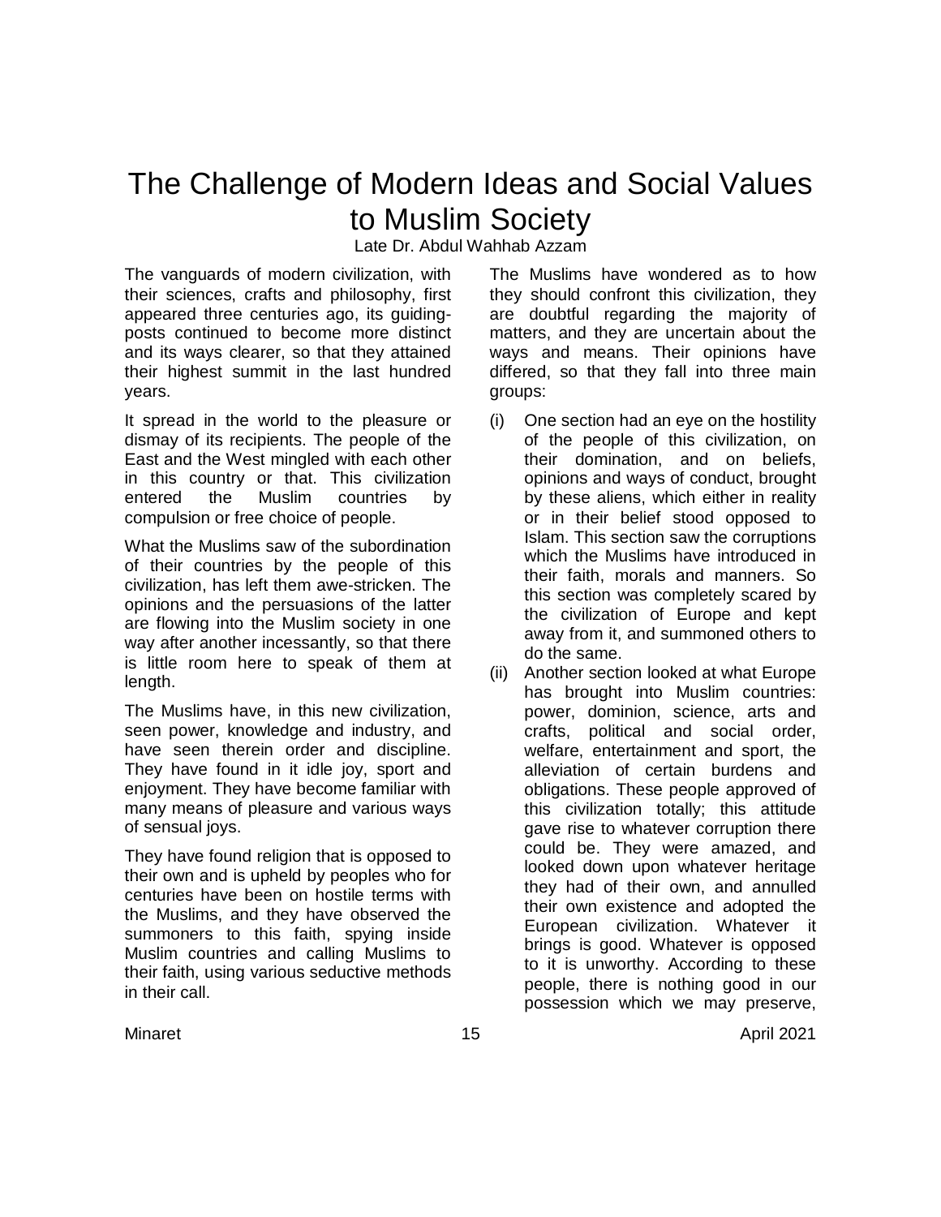# The Challenge of Modern Ideas and Social Values to Muslim Society

Late Dr. Abdul Wahhab Azzam

The vanguards of modern civilization, with their sciences, crafts and philosophy, first appeared three centuries ago, its guiding-posts continued to become more distinct and its ways clearer, so that they attained their highest summit in the last hundred years.

It spread in the world to the pleasure or dismay of its recipients. The people of the East and the West mingled with each other in this country or that. This civilization entered the Muslim countries by compulsion or free choice of people.

What the Muslims saw of the subordination of their countries by the people of this civilization, has left them awe-stricken. The opinions and the persuasions of the latter are flowing into the Muslim society in one way after another incessantly, so that there is little room here to speak of them at length.

The Muslims have, in this new civilization, seen power, knowledge and industry, and have seen therein order and discipline. They have found in it idle joy, sport and enjoyment. They have become familiar with many means of pleasure and various ways of sensual joys.

They have found religion that is opposed to their own and is upheld by peoples who for centuries have been on hostile terms with the Muslims, and they have observed the summoners to this faith, spying inside Muslim countries and calling Muslims to their faith, using various seductive methods in their call.

The Muslims have wondered as to how they should confront this civilization, they are doubtful regarding the majority of matters, and they are uncertain about the ways and means. Their opinions have differed, so that they fall into three main groups:

(i) One section had an eye on the hostility of the people of this civilization, on their domination, and on beliefs, opinions and ways of conduct, brought by these aliens, which either in reality or in their belief stood opposed to Islam. This section saw the corruptions which the Muslims have introduced in their faith, morals and manners. So this section was completely scared by the civilization of Europe and kept away from it, and summoned others to do the same.

(ii) Another section looked at what Europe has brought into Muslim countries: power, dominion, science, arts and crafts, political and social order, welfare, entertainment and sport, the alleviation of certain burdens and obligations. These people approved of this civilization totally; this attitude gave rise to whatever corruption there could be. They were amazed, and looked down upon whatever heritage they had of their own, and annulled their own existence and adopted the European civilization. Whatever it brings is good. Whatever is opposed to it is unworthy. According to these people, there is nothing good in our possession which we may preserve,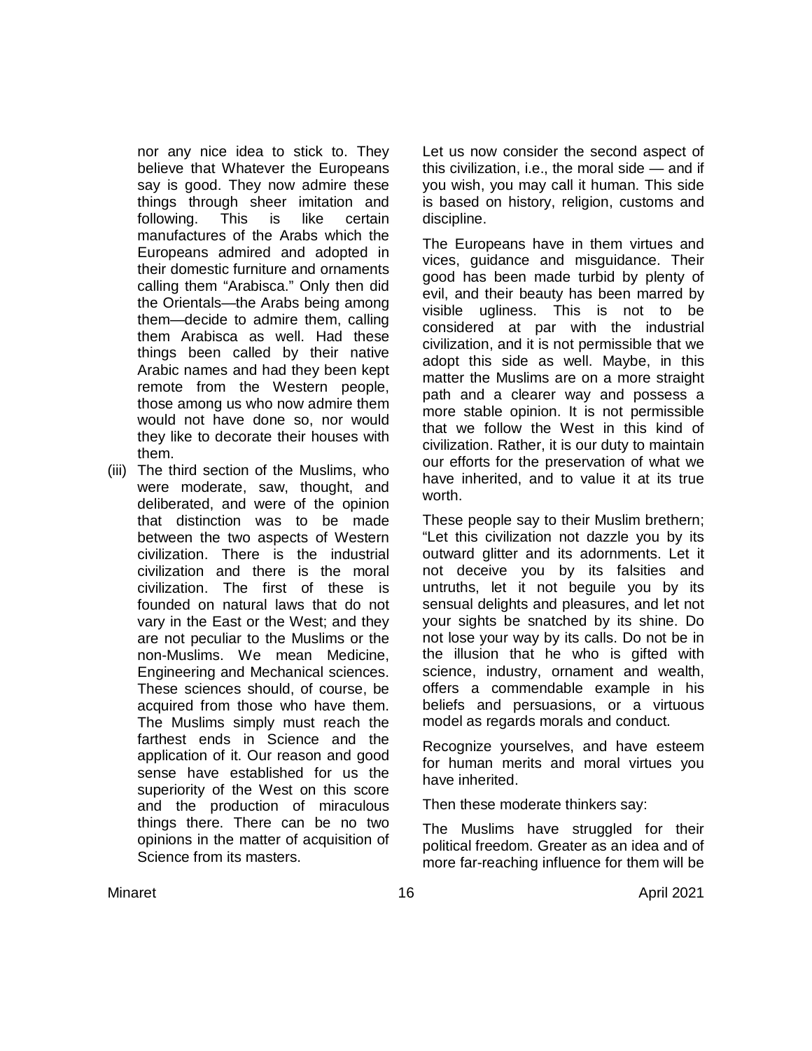nor any nice idea to stick to. They believe that Whatever the Europeans say is good. They now admire these things through sheer imitation and following. This is like certain manufactures of the Arabs which the Europeans admired and adopted in their domestic furniture and ornaments calling them "Arabisca." Only then did the Orientals—the Arabs being among them—decide to admire them, calling them Arabisca as well. Had these things been called by their native Arabic names and had they been kept remote from the Western people, those among us who now admire them would not have done so, nor would they like to decorate their houses with them.

(iii) The third section of the Muslims, who were moderate, saw, thought, and deliberated, and were of the opinion that distinction was to be made between the two aspects of Western civilization. There is the industrial civilization and there is the moral civilization. The first of these is founded on natural laws that do not vary in the East or the West; and they are not peculiar to the Muslims or the non-Muslims. We mean Medicine, Engineering and Mechanical sciences. These sciences should, of course, be acquired from those who have them. The Muslims simply must reach the farthest ends in Science and the application of it. Our reason and good sense have established for us the superiority of the West on this score and the production of miraculous things there. There can be no two opinions in the matter of acquisition of Science from its masters.

Let us now consider the second aspect of this civilization, i.e., the moral side — and if you wish, you may call it human. This side is based on history, religion, customs and discipline.

The Europeans have in them virtues and vices, guidance and misguidance. Their good has been made turbid by plenty of evil, and their beauty has been marred by visible ugliness. This is not to be considered at par with the industrial civilization, and it is not permissible that we adopt this side as well. Maybe, in this matter the Muslims are on a more straight path and a clearer way and possess a more stable opinion. It is not permissible that we follow the West in this kind of civilization. Rather, it is our duty to maintain our efforts for the preservation of what we have inherited, and to value it at its true worth.

These people say to their Muslim brethern; "Let this civilization not dazzle you by its outward glitter and its adornments. Let it not deceive you by its falsities and untruths, let it not beguile you by its sensual delights and pleasures, and let not your sights be snatched by its shine. Do not lose your way by its calls. Do not be in the illusion that he who is gifted with science, industry, ornament and wealth, offers a commendable example in his beliefs and persuasions, or a virtuous model as regards morals and conduct.

Recognize yourselves, and have esteem for human merits and moral virtues you have inherited.

Then these moderate thinkers say:

The Muslims have struggled for their political freedom. Greater as an idea and of more far-reaching influence for them will be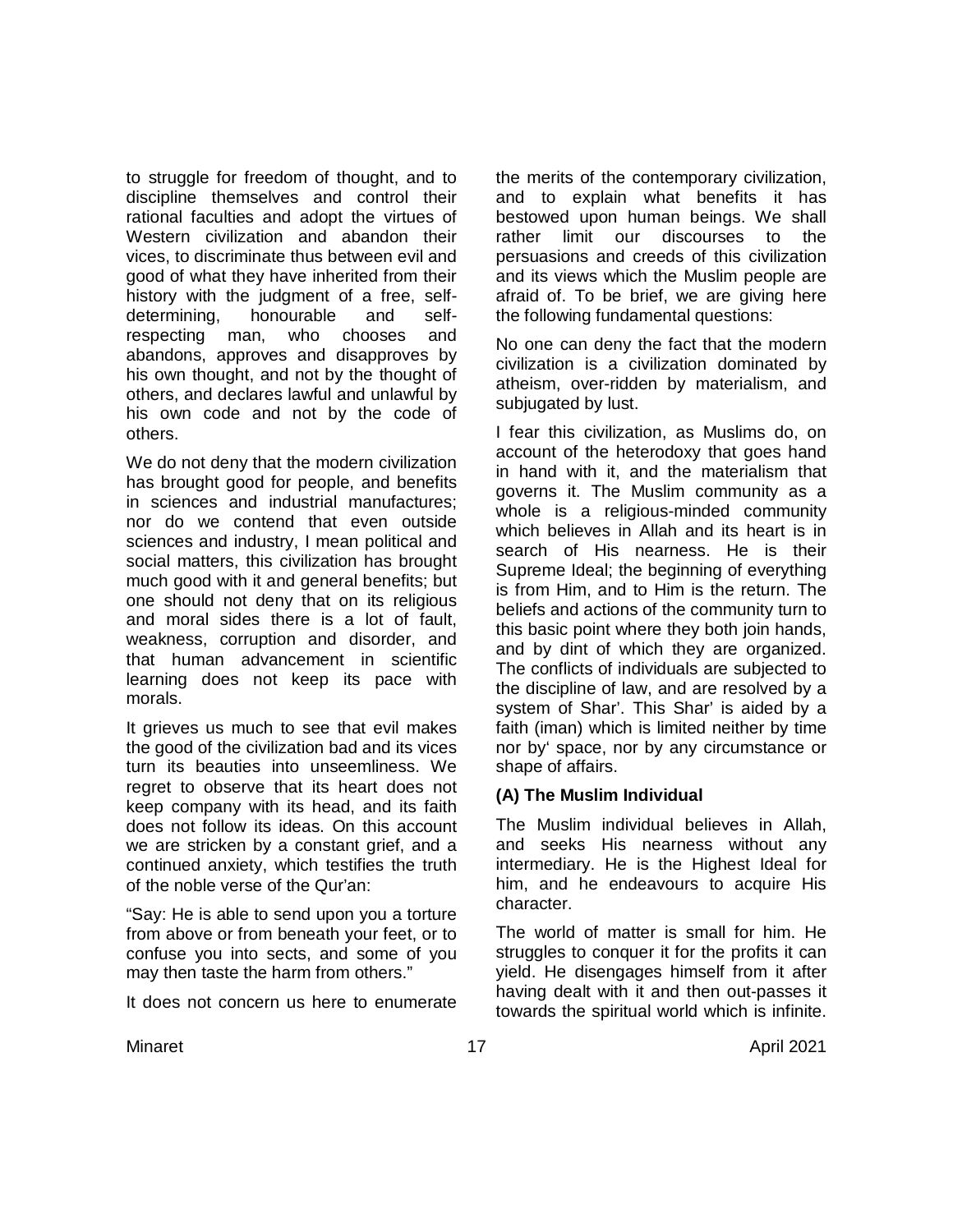to struggle for freedom of thought, and to discipline themselves and control their rational faculties and adopt the virtues of Western civilization and abandon their vices, to discriminate thus between evil and good of what they have inherited from their history with the judgment of a free, self-determining, honourable and self-respecting man, who chooses and abandons, approves and disapproves by his own thought, and not by the thought of others, and declares lawful and unlawful by his own code and not by the code of others.

We do not deny that the modern civilization has brought good for people, and benefits in sciences and industrial manufactures; nor do we contend that even outside sciences and industry, I mean political and social matters, this civilization has brought much good with it and general benefits; but one should not deny that on its religious and moral sides there is a lot of fault, weakness, corruption and disorder, and that human advancement in scientific learning does not keep its pace with morals.

It grieves us much to see that evil makes the good of the civilization bad and its vices turn its beauties into unseemliness. We regret to observe that its heart does not keep company with its head, and its faith does not follow its ideas. On this account we are stricken by a constant grief, and a continued anxiety, which testifies the truth of the noble verse of the Qur'an:

"Say: He is able to send upon you a torture from above or from beneath your feet, or to confuse you into sects, and some of you may then taste the harm from others."

It does not concern us here to enumerate the merits of the contemporary civilization, and to explain what benefits it has bestowed upon human beings. We shall rather limit our discourses to the persuasions and creeds of this civilization and its views which the Muslim people are afraid of. To be brief, we are giving here the following fundamental questions:

No one can deny the fact that the modern civilization is a civilization dominated by atheism, over-ridden by materialism, and subjugated by lust.

I fear this civilization, as Muslims do, on account of the heterodoxy that goes hand in hand with it, and the materialism that governs it. The Muslim community as a whole is a religious-minded community which believes in Allah and its heart is in search of His nearness. He is their Supreme Ideal; the beginning of everything is from Him, and to Him is the return. The beliefs and actions of the community turn to this basic point where they both join hands, and by dint of which they are organized. The conflicts of individuals are subjected to the discipline of law, and are resolved by a system of Shar'. This Shar' is aided by a faith (iman) which is limited neither by time nor by' space, nor by any circumstance or shape of affairs.

**(A) The Muslim Individual**

The Muslim individual believes in Allah, and seeks His nearness without any intermediary. He is the Highest Ideal for him, and he endeavours to acquire His character.

The world of matter is small for him. He struggles to conquer it for the profits it can yield. He disengages himself from it after having dealt with it and then out-passes it towards the spiritual world which is infinite.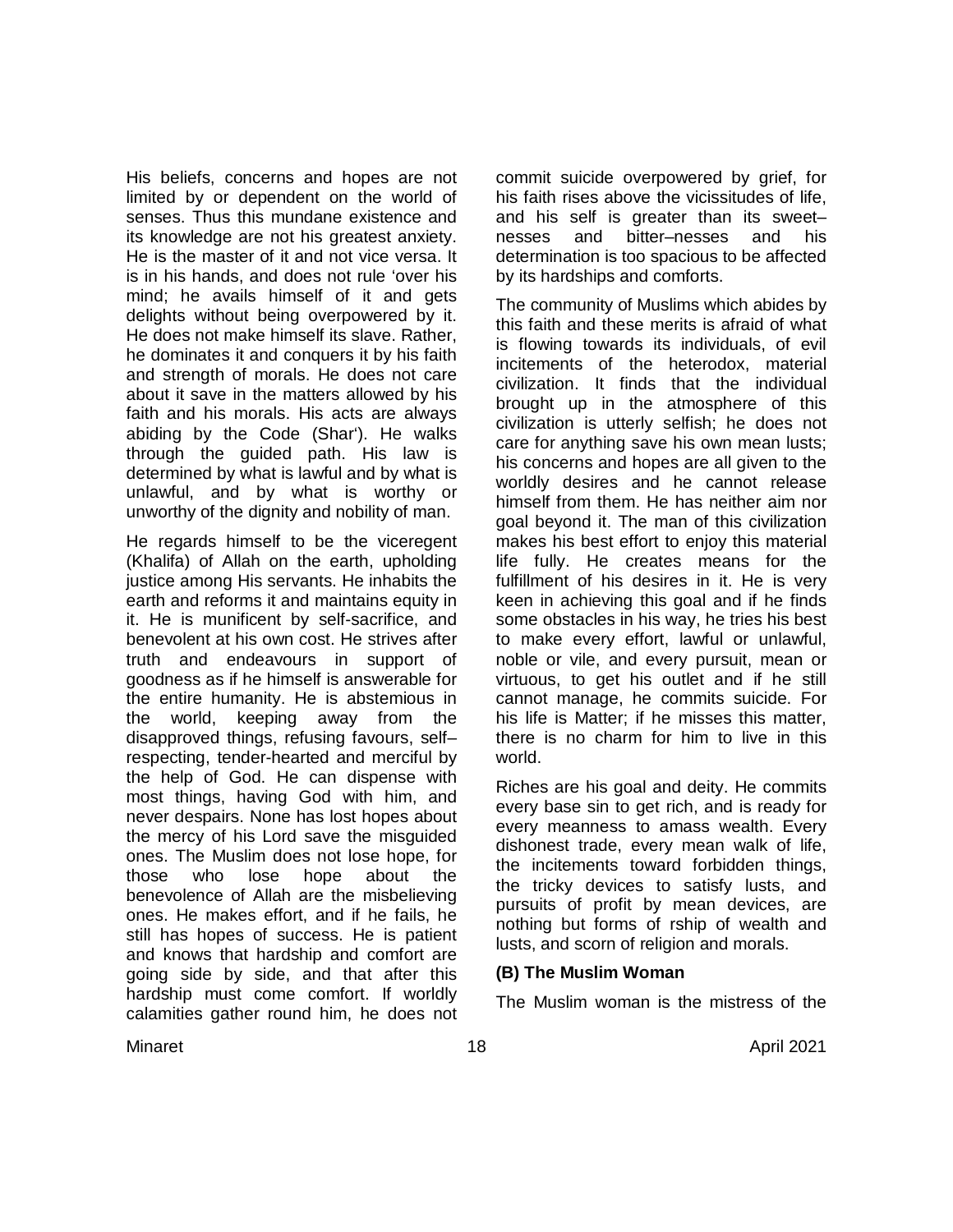His beliefs, concerns and hopes are not limited by or dependent on the world of senses. Thus this mundane existence and its knowledge are not his greatest anxiety. He is the master of it and not vice versa. It is in his hands, and does not rule 'over his mind; he avails himself of it and gets delights without being overpowered by it. He does not make himself its slave. Rather, he dominates it and conquers it by his faith and strength of morals. He does not care about it save in the matters allowed by his faith and his morals. His acts are always abiding by the Code (Shar'). He walks through the guided path. His law is determined by what is lawful and by what is unlawful, and by what is worthy or unworthy of the dignity and nobility of man.

He regards himself to be the viceregent (Khalifa) of Allah on the earth, upholding justice among His servants. He inhabits the earth and reforms it and maintains equity in it. He is munificent by self-sacrifice, and benevolent at his own cost. He strives after truth and endeavours in support of goodness as if he himself is answerable for the entire humanity. He is abstemious in the world, keeping away from the disapproved things, refusing favours, self–respecting, tender-hearted and merciful by the help of God. He can dispense with most things, having God with him, and never despairs. None has lost hopes about the mercy of his Lord save the misguided ones. The Muslim does not lose hope, for those who lose hope about the benevolence of Allah are the misbelieving ones. He makes effort, and if he fails, he still has hopes of success. He is patient and knows that hardship and comfort are going side by side, and that after this hardship must come comfort. If worldly calamities gather round him, he does not commit suicide overpowered by grief, for his faith rises above the vicissitudes of life, and his self is greater than its sweet–nesses and bitter–nesses and his determination is too spacious to be affected by its hardships and comforts.

The community of Muslims which abides by this faith and these merits is afraid of what is flowing towards its individuals, of evil incitements of the heterodox, material civilization. It finds that the individual brought up in the atmosphere of this civilization is utterly selfish; he does not care for anything save his own mean lusts; his concerns and hopes are all given to the worldly desires and he cannot release himself from them. He has neither aim nor goal beyond it. The man of this civilization makes his best effort to enjoy this material life fully. He creates means for the fulfillment of his desires in it. He is very keen in achieving this goal and if he finds some obstacles in his way, he tries his best to make every effort, lawful or unlawful, noble or vile, and every pursuit, mean or virtuous, to get his outlet and if he still cannot manage, he commits suicide. For his life is Matter; if he misses this matter, there is no charm for him to live in this world.

Riches are his goal and deity. He commits every base sin to get rich, and is ready for every meanness to amass wealth. Every dishonest trade, every mean walk of life, the incitements toward forbidden things, the tricky devices to satisfy lusts, and pursuits of profit by mean devices, are nothing but forms of rship of wealth and lusts, and scorn of religion and morals.

### (B) The Muslim Woman

The Muslim woman is the mistress of the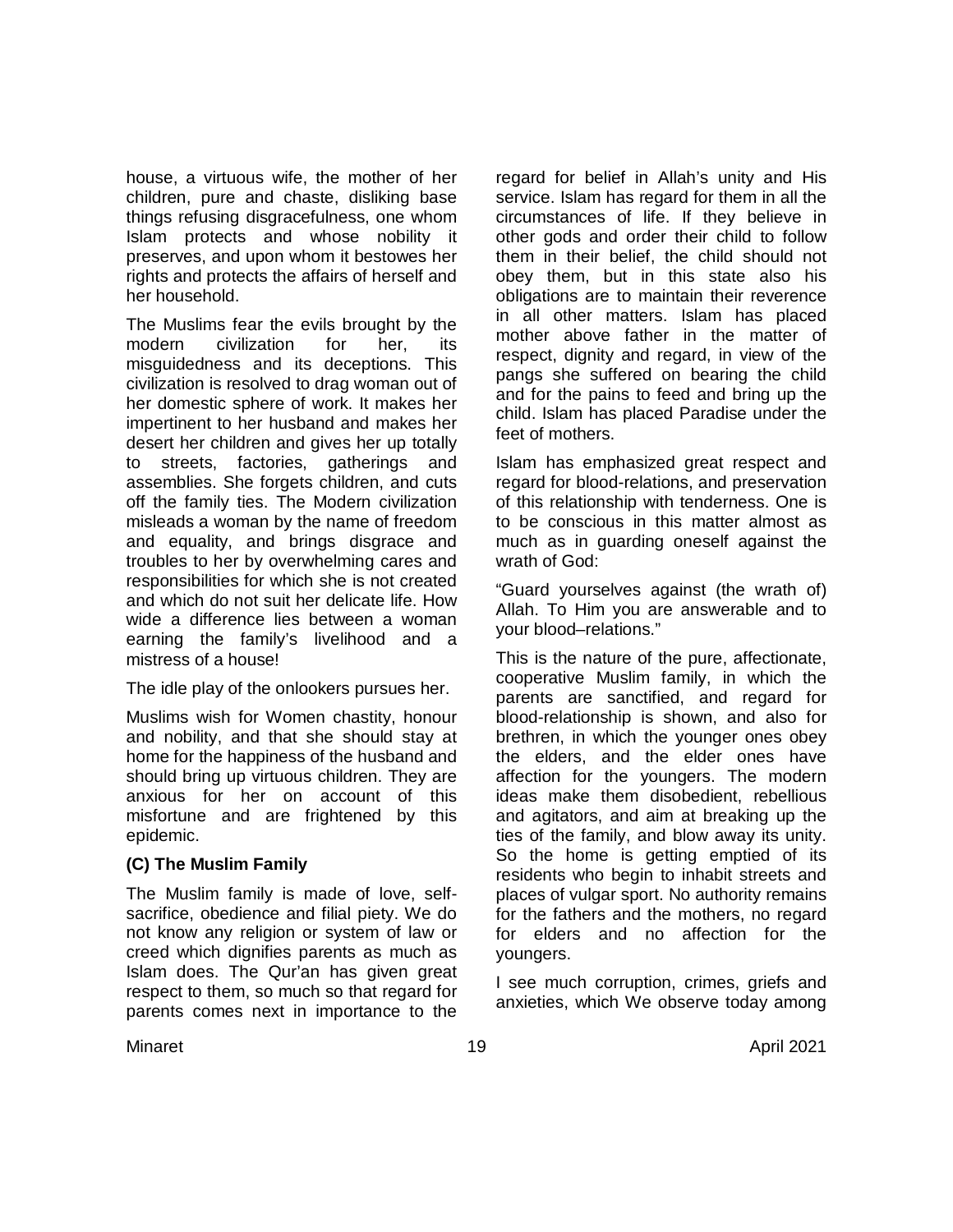house, a virtuous wife, the mother of her children, pure and chaste, disliking base things refusing disgracefulness, one whom Islam protects and whose nobility it preserves, and upon whom it bestowes her rights and protects the affairs of herself and her household.

The Muslims fear the evils brought by the modern civilization for her, its misguidedness and its deceptions. This civilization is resolved to drag woman out of her domestic sphere of work. It makes her impertinent to her husband and makes her desert her children and gives her up totally to streets, factories, gatherings and assemblies. She forgets children, and cuts off the family ties. The Modern civilization misleads a woman by the name of freedom and equality, and brings disgrace and troubles to her by overwhelming cares and responsibilities for which she is not created and which do not suit her delicate life. How wide a difference lies between a woman earning the family's livelihood and a mistress of a house!

The idle play of the onlookers pursues her.

Muslims wish for Women chastity, honour and nobility, and that she should stay at home for the happiness of the husband and should bring up virtuous children. They are anxious for her on account of this misfortune and are frightened by this epidemic.

**(C) The Muslim Family**

The Muslim family is made of love, self-sacrifice, obedience and filial piety. We do not know any religion or system of law or creed which dignifies parents as much as Islam does. The Qur'an has given great respect to them, so much so that regard for parents comes next in importance to the regard for belief in Allah's unity and His service. Islam has regard for them in all the circumstances of life. If they believe in other gods and order their child to follow them in their belief, the child should not obey them, but in this state also his obligations are to maintain their reverence in all other matters. Islam has placed mother above father in the matter of respect, dignity and regard, in view of the pangs she suffered on bearing the child and for the pains to feed and bring up the child. Islam has placed Paradise under the feet of mothers.

Islam has emphasized great respect and regard for blood-relations, and preservation of this relationship with tenderness. One is to be conscious in this matter almost as much as in guarding oneself against the wrath of God:

"Guard yourselves against (the wrath of) Allah. To Him you are answerable and to your blood–relations."

This is the nature of the pure, affectionate, cooperative Muslim family, in which the parents are sanctified, and regard for blood-relationship is shown, and also for brethren, in which the younger ones obey the elders, and the elder ones have affection for the youngers. The modern ideas make them disobedient, rebellious and agitators, and aim at breaking up the ties of the family, and blow away its unity. So the home is getting emptied of its residents who begin to inhabit streets and places of vulgar sport. No authority remains for the fathers and the mothers, no regard for elders and no affection for the youngers.

I see much corruption, crimes, griefs and anxieties, which We observe today among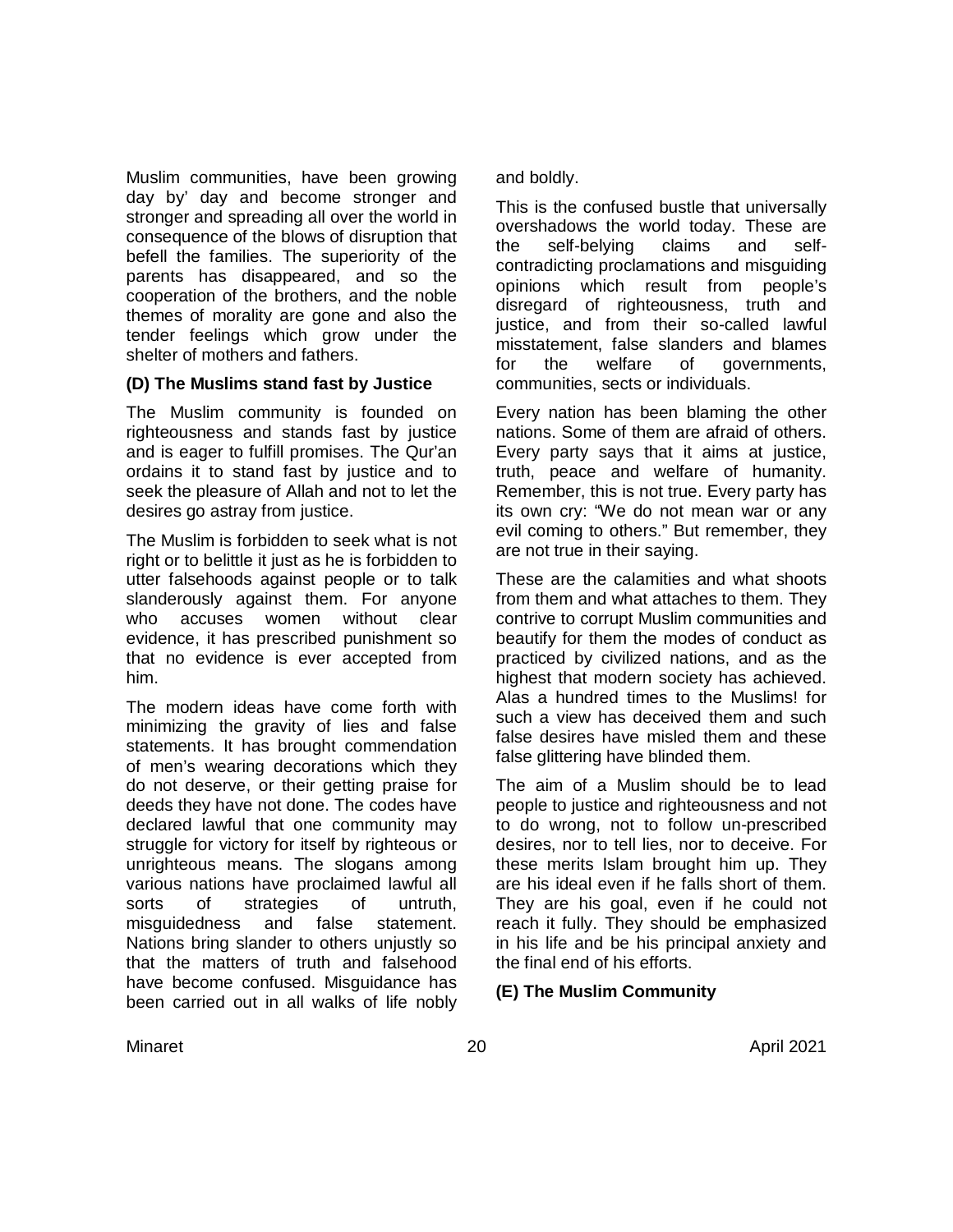Muslim communities, have been growing day by' day and become stronger and stronger and spreading all over the world in consequence of the blows of disruption that befell the families. The superiority of the parents has disappeared, and so the cooperation of the brothers, and the noble themes of morality are gone and also the tender feelings which grow under the shelter of mothers and fathers.

### (D) The Muslims stand fast by Justice

The Muslim community is founded on righteousness and stands fast by justice and is eager to fulfill promises. The Qur'an ordains it to stand fast by justice and to seek the pleasure of Allah and not to let the desires go astray from justice.

The Muslim is forbidden to seek what is not right or to belittle it just as he is forbidden to utter falsehoods against people or to talk slanderously against them. For anyone who accuses women without clear evidence, it has prescribed punishment so that no evidence is ever accepted from him.

The modern ideas have come forth with minimizing the gravity of lies and false statements. It has brought commendation of men's wearing decorations which they do not deserve, or their getting praise for deeds they have not done. The codes have declared lawful that one community may struggle for victory for itself by righteous or unrighteous means. The slogans among various nations have proclaimed lawful all sorts of strategies of untruth, misguidedness and false statement. Nations bring slander to others unjustly so that the matters of truth and falsehood have become confused. Misguidance has been carried out in all walks of life nobly and boldly.

This is the confused bustle that universally overshadows the world today. These are the self-belying claims and self-contradicting proclamations and misguiding opinions which result from people's disregard of righteousness, truth and justice, and from their so-called lawful misstatement, false slanders and blames for the welfare of governments, communities, sects or individuals.

Every nation has been blaming the other nations. Some of them are afraid of others. Every party says that it aims at justice, truth, peace and welfare of humanity. Remember, this is not true. Every party has its own cry: "We do not mean war or any evil coming to others." But remember, they are not true in their saying.

These are the calamities and what shoots from them and what attaches to them. They contrive to corrupt Muslim communities and beautify for them the modes of conduct as practiced by civilized nations, and as the highest that modern society has achieved. Alas a hundred times to the Muslims! for such a view has deceived them and such false desires have misled them and these false glittering have blinded them.

The aim of a Muslim should be to lead people to justice and righteousness and not to do wrong, not to follow un-prescribed desires, nor to tell lies, nor to deceive. For these merits Islam brought him up. They are his ideal even if he falls short of them. They are his goal, even if he could not reach it fully. They should be emphasized in his life and be his principal anxiety and the final end of his efforts.

### (E) The Muslim Community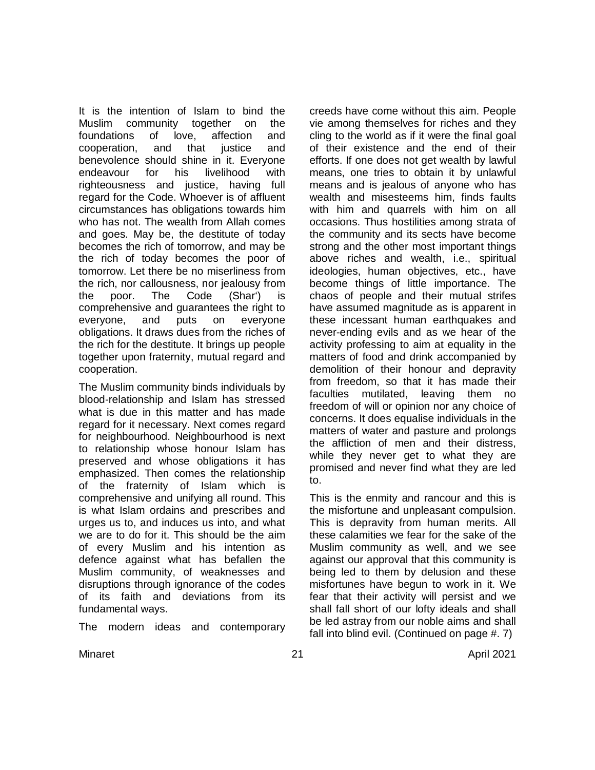It is the intention of Islam to bind the Muslim community together on the foundations of love, affection and cooperation, and that justice and benevolence should shine in it. Everyone endeavour for his livelihood with righteousness and justice, having full regard for the Code. Whoever is of affluent circumstances has obligations towards him who has not. The wealth from Allah comes and goes. May be, the destitute of today becomes the rich of tomorrow, and may be the rich of today becomes the poor of tomorrow. Let there be no miserliness from the rich, nor callousness, nor jealousy from the poor. The Code (Shar') is comprehensive and guarantees the right to everyone, and puts on everyone obligations. It draws dues from the riches of the rich for the destitute. It brings up people together upon fraternity, mutual regard and cooperation.

The Muslim community binds individuals by blood-relationship and Islam has stressed what is due in this matter and has made regard for it necessary. Next comes regard for neighbourhood. Neighbourhood is next to relationship whose honour Islam has preserved and whose obligations it has emphasized. Then comes the relationship of the fraternity of Islam which is comprehensive and unifying all round. This is what Islam ordains and prescribes and urges us to, and induces us into, and what we are to do for it. This should be the aim of every Muslim and his intention as defence against what has befallen the Muslim community, of weaknesses and disruptions through ignorance of the codes of its faith and deviations from its fundamental ways.

The modern ideas and contemporary creeds have come without this aim. People vie among themselves for riches and they cling to the world as if it were the final goal of their existence and the end of their efforts. If one does not get wealth by lawful means, one tries to obtain it by unlawful means and is jealous of anyone who has wealth and misesteems him, finds faults with him and quarrels with him on all occasions. Thus hostilities among strata of the community and its sects have become strong and the other most important things above riches and wealth, i.e., spiritual ideologies, human objectives, etc., have become things of little importance. The chaos of people and their mutual strifes have assumed magnitude as is apparent in these incessant human earthquakes and never-ending evils and as we hear of the activity professing to aim at equality in the matters of food and drink accompanied by demolition of their honour and depravity from freedom, so that it has made their faculties mutilated, leaving them no freedom of will or opinion nor any choice of concerns. It does equalise individuals in the matters of water and pasture and prolongs the affliction of men and their distress, while they never get to what they are promised and never find what they are led to.

This is the enmity and rancour and this is the misfortune and unpleasant compulsion. This is depravity from human merits. All these calamities we fear for the sake of the Muslim community as well, and we see against our approval that this community is being led to them by delusion and these misfortunes have begun to work in it. We fear that their activity will persist and we shall fall short of our lofty ideals and shall be led astray from our noble aims and shall fall into blind evil. (Continued on page #. 7)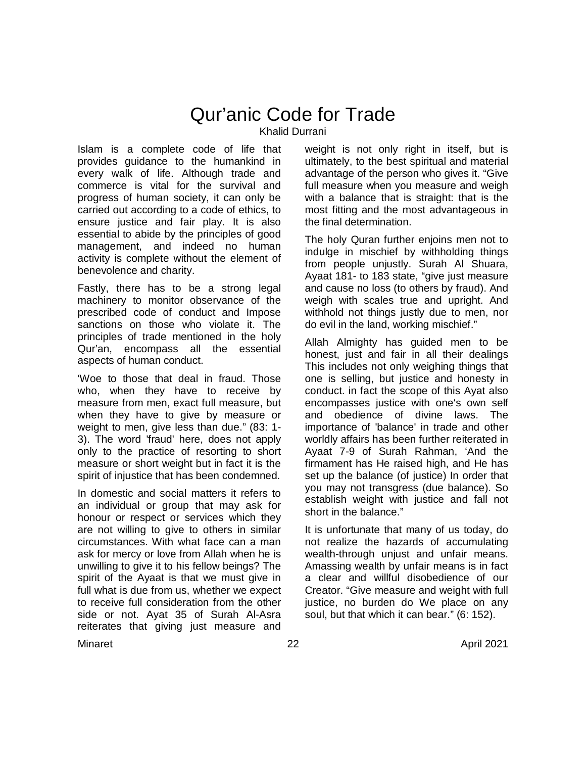# Qur'anic Code for Trade

Khalid Durrani

Islam is a complete code of life that provides guidance to the humankind in every walk of life. Although trade and commerce is vital for the survival and progress of human society, it can only be carried out according to a code of ethics, to ensure justice and fair play. It is also essential to abide by the principles of good management, and indeed no human activity is complete without the element of benevolence and charity.

Fastly, there has to be a strong legal machinery to monitor observance of the prescribed code of conduct and Impose sanctions on those who violate it. The principles of trade mentioned in the holy Qur'an, encompass all the essential aspects of human conduct.

'Woe to those that deal in fraud. Those who, when they have to receive by measure from men, exact full measure, but when they have to give by measure or weight to men, give less than due." (83: 1-3). The word 'fraud' here, does not apply only to the practice of resorting to short measure or short weight but in fact it is the spirit of injustice that has been condemned.

In domestic and social matters it refers to an individual or group that may ask for honour or respect or services which they are not willing to give to others in similar circumstances. With what face can a man ask for mercy or love from Allah when he is unwilling to give it to his fellow beings? The spirit of the Ayaat is that we must give in full what is due from us, whether we expect to receive full consideration from the other side or not. Ayat 35 of Surah Al-Asra reiterates that giving just measure and weight is not only right in itself, but is ultimately, to the best spiritual and material advantage of the person who gives it. "Give full measure when you measure and weigh with a balance that is straight: that is the most fitting and the most advantageous in the final determination.

The holy Quran further enjoins men not to indulge in mischief by withholding things from people unjustly. Surah Al Shuara, Ayaat 181- to 183 state, "give just measure and cause no loss (to others by fraud). And weigh with scales true and upright. And withhold not things justly due to men, nor do evil in the land, working mischief."

Allah Almighty has guided men to be honest, just and fair in all their dealings This includes not only weighing things that one is selling, but justice and honesty in conduct. in fact the scope of this Ayat also encompasses justice with one's own self and obedience of divine laws. The importance of 'balance' in trade and other worldly affairs has been further reiterated in Ayaat 7-9 of Surah Rahman, 'And the firmament has He raised high, and He has set up the balance (of justice) In order that you may not transgress (due balance). So establish weight with justice and fall not short in the balance."

It is unfortunate that many of us today, do not realize the hazards of accumulating wealth-through unjust and unfair means. Amassing wealth by unfair means is in fact a clear and willful disobedience of our Creator. "Give measure and weight with full justice, no burden do We place on any soul, but that which it can bear." (6: 152).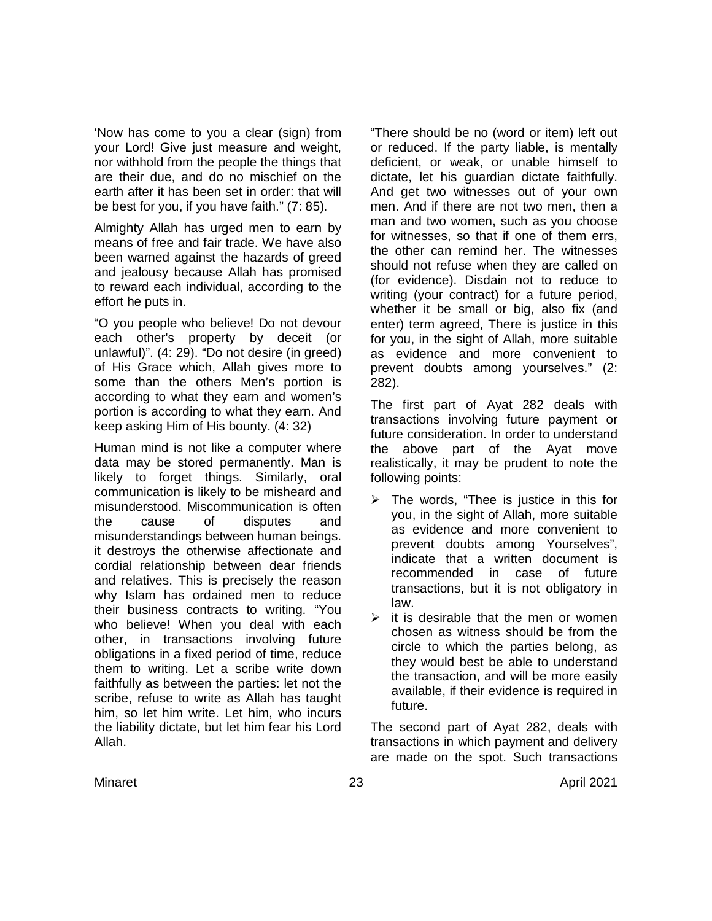'Now has come to you a clear (sign) from your Lord! Give just measure and weight, nor withhold from the people the things that are their due, and do no mischief on the earth after it has been set in order: that will be best for you, if you have faith." (7: 85).

Almighty Allah has urged men to earn by means of free and fair trade. We have also been warned against the hazards of greed and jealousy because Allah has promised to reward each individual, according to the effort he puts in.

"O you people who believe! Do not devour each other's property by deceit (or unlawful)". (4: 29). "Do not desire (in greed) of His Grace which, Allah gives more to some than the others Men's portion is according to what they earn and women's portion is according to what they earn. And keep asking Him of His bounty. (4: 32)

Human mind is not like a computer where data may be stored permanently. Man is likely to forget things. Similarly, oral communication is likely to be misheard and misunderstood. Miscommunication is often the cause of disputes and misunderstandings between human beings. it destroys the otherwise affectionate and cordial relationship between dear friends and relatives. This is precisely the reason why Islam has ordained men to reduce their business contracts to writing. "You who believe! When you deal with each other, in transactions involving future obligations in a fixed period of time, reduce them to writing. Let a scribe write down faithfully as between the parties: let not the scribe, refuse to write as Allah has taught him, so let him write. Let him, who incurs the liability dictate, but let him fear his Lord Allah.

"There should be no (word or item) left out or reduced. If the party liable, is mentally deficient, or weak, or unable himself to dictate, let his guardian dictate faithfully. And get two witnesses out of your own men. And if there are not two men, then a man and two women, such as you choose for witnesses, so that if one of them errs, the other can remind her. The witnesses should not refuse when they are called on (for evidence). Disdain not to reduce to writing (your contract) for a future period, whether it be small or big, also fix (and enter) term agreed, There is justice in this for you, in the sight of Allah, more suitable as evidence and more convenient to prevent doubts among yourselves." (2: 282).

The first part of Ayat 282 deals with transactions involving future payment or future consideration. In order to understand the above part of the Ayat move realistically, it may be prudent to note the following points:

- The words, "Thee is justice in this for you, in the sight of Allah, more suitable as evidence and more convenient to prevent doubts among Yourselves", indicate that a written document is recommended in case of future transactions, but it is not obligatory in law.
- it is desirable that the men or women chosen as witness should be from the circle to which the parties belong, as they would best be able to understand the transaction, and will be more easily available, if their evidence is required in future.

The second part of Ayat 282, deals with transactions in which payment and delivery are made on the spot. Such transactions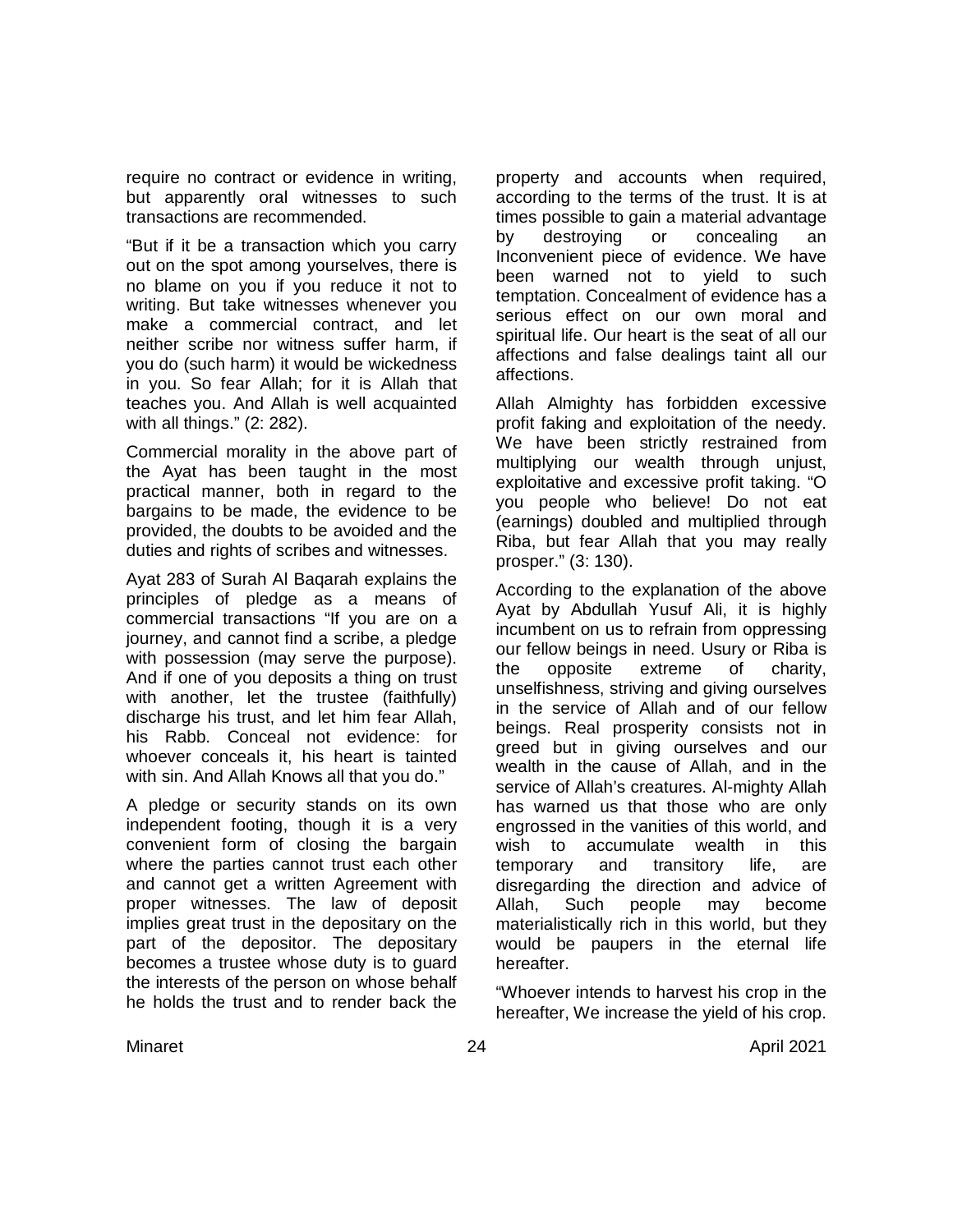require no contract or evidence in writing, but apparently oral witnesses to such transactions are recommended.

"But if it be a transaction which you carry out on the spot among yourselves, there is no blame on you if you reduce it not to writing. But take witnesses whenever you make a commercial contract, and let neither scribe nor witness suffer harm, if you do (such harm) it would be wickedness in you. So fear Allah; for it is Allah that teaches you. And Allah is well acquainted with all things." (2: 282).

Commercial morality in the above part of the Ayat has been taught in the most practical manner, both in regard to the bargains to be made, the evidence to be provided, the doubts to be avoided and the duties and rights of scribes and witnesses.

Ayat 283 of Surah Al Baqarah explains the principles of pledge as a means of commercial transactions "If you are on a journey, and cannot find a scribe, a pledge with possession (may serve the purpose). And if one of you deposits a thing on trust with another, let the trustee (faithfully) discharge his trust, and let him fear Allah, his Rabb. Conceal not evidence: for whoever conceals it, his heart is tainted with sin. And Allah Knows all that you do."

A pledge or security stands on its own independent footing, though it is a very convenient form of closing the bargain where the parties cannot trust each other and cannot get a written Agreement with proper witnesses. The law of deposit implies great trust in the depositary on the part of the depositor. The depositary becomes a trustee whose duty is to guard the interests of the person on whose behalf he holds the trust and to render back the property and accounts when required, according to the terms of the trust. It is at times possible to gain a material advantage by destroying or concealing an Inconvenient piece of evidence. We have been warned not to yield to such temptation. Concealment of evidence has a serious effect on our own moral and spiritual life. Our heart is the seat of all our affections and false dealings taint all our affections.

Allah Almighty has forbidden excessive profit faking and exploitation of the needy. We have been strictly restrained from multiplying our wealth through unjust, exploitative and excessive profit taking. "O you people who believe! Do not eat (earnings) doubled and multiplied through Riba, but fear Allah that you may really prosper." (3: 130).

According to the explanation of the above Ayat by Abdullah Yusuf Ali, it is highly incumbent on us to refrain from oppressing our fellow beings in need. Usury or Riba is the opposite extreme of charity, unselfishness, striving and giving ourselves in the service of Allah and of our fellow beings. Real prosperity consists not in greed but in giving ourselves and our wealth in the cause of Allah, and in the service of Allah's creatures. Al-mighty Allah has warned us that those who are only engrossed in the vanities of this world, and wish to accumulate wealth in this temporary and transitory life, are disregarding the direction and advice of Allah, Such people may become materialistically rich in this world, but they would be paupers in the eternal life hereafter.

"Whoever intends to harvest his crop in the hereafter, We increase the yield of his crop.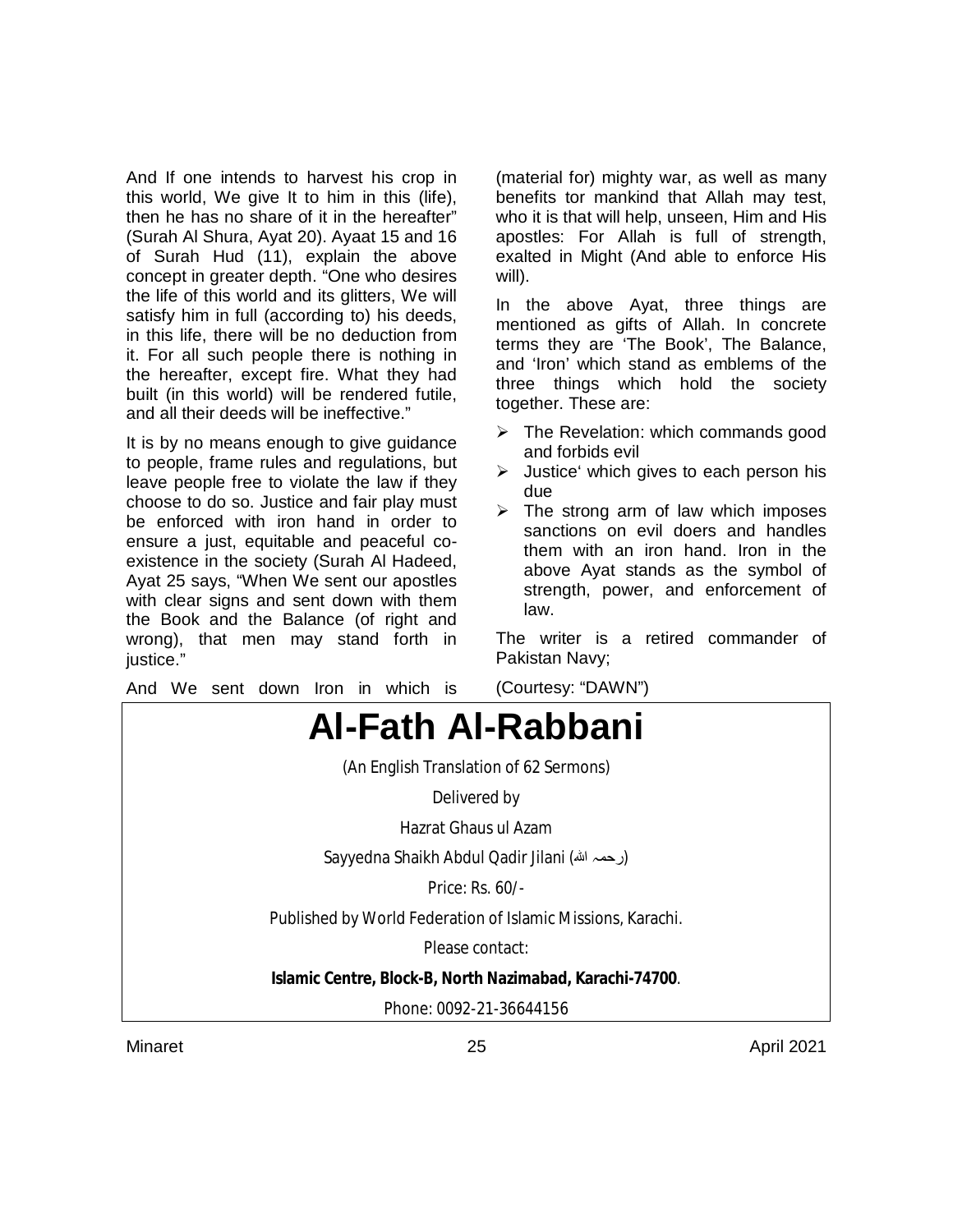And If one intends to harvest his crop in this world, We give It to him in this (life), then he has no share of it in the hereafter" (Surah Al Shura, Ayat 20). Ayaat 15 and 16 of Surah Hud (11), explain the above concept in greater depth. "One who desires the life of this world and its glitters, We will satisfy him in full (according to) his deeds, in this life, there will be no deduction from it. For all such people there is nothing in the hereafter, except fire. What they had built (in this world) will be rendered futile, and all their deeds will be ineffective."

It is by no means enough to give guidance to people, frame rules and regulations, but leave people free to violate the law if they choose to do so. Justice and fair play must be enforced with iron hand in order to ensure a just, equitable and peaceful co-existence in the society (Surah Al Hadeed, Ayat 25 says, "When We sent our apostles with clear signs and sent down with them the Book and the Balance (of right and wrong), that men may stand forth in justice."

And We sent down Iron in which is (material for) mighty war, as well as many benefits tor mankind that Allah may test, who it is that will help, unseen, Him and His apostles: For Allah is full of strength, exalted in Might (And able to enforce His will).

In the above Ayat, three things are mentioned as gifts of Allah. In concrete terms they are 'The Book', The Balance, and 'Iron' which stand as emblems of the three things which hold the society together. These are:

- The Revelation: which commands good and forbids evil
- Justice' which gives to each person his due
- The strong arm of law which imposes sanctions on evil doers and handles them with an iron hand. Iron in the above Ayat stands as the symbol of strength, power, and enforcement of law.

The writer is a retired commander of Pakistan Navy;

(Courtesy: "DAWN")

# Al-Fath Al-Rabbani

(An English Translation of 62 Sermons)

Delivered by

Hazrat Ghaus ul Azam

Sayyedna Shaikh Abdul Qadir Jilani (رحمہ اللہ)

Price: Rs. 60/-

Published by World Federation of Islamic Missions, Karachi.

Please contact:

**Islamic Centre, Block-B, North Nazimabad, Karachi-74700**.

Phone: 0092-21-36644156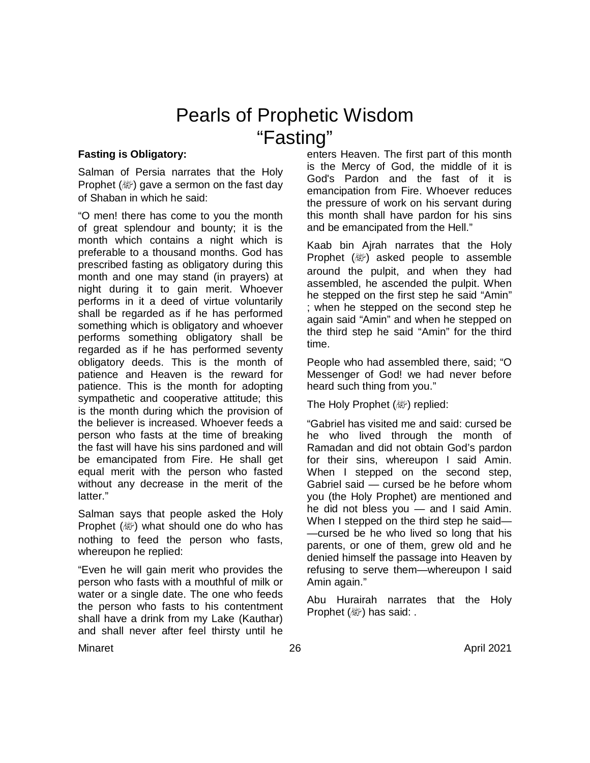# Pearls of Prophetic Wisdom
# "Fasting"

**Fasting is Obligatory:**

Salman of Persia narrates that the Holy Prophet (ﷺ) gave a sermon on the fast day of Shaban in which he said:

"O men! there has come to you the month of great splendour and bounty; it is the month which contains a night which is preferable to a thousand months. God has prescribed fasting as obligatory during this month and one may stand (in prayers) at night during it to gain merit. Whoever performs in it a deed of virtue voluntarily shall be regarded as if he has performed something which is obligatory and whoever performs something obligatory shall be regarded as if he has performed seventy obligatory deeds. This is the month of patience and Heaven is the reward for patience. This is the month for adopting sympathetic and cooperative attitude; this is the month during which the provision of the believer is increased. Whoever feeds a person who fasts at the time of breaking the fast will have his sins pardoned and will be emancipated from Fire. He shall get equal merit with the person who fasted without any decrease in the merit of the latter."

Salman says that people asked the Holy Prophet (ﷺ) what should one do who has nothing to feed the person who fasts, whereupon he replied:

"Even he will gain merit who provides the person who fasts with a mouthful of milk or water or a single date. The one who feeds the person who fasts to his contentment shall have a drink from my Lake (Kauthar) and shall never after feel thirsty until he enters Heaven. The first part of this month is the Mercy of God, the middle of it is God's Pardon and the fast of it is emancipation from Fire. Whoever reduces the pressure of work on his servant during this month shall have pardon for his sins and be emancipated from the Hell."

Kaab bin Ajrah narrates that the Holy Prophet (ﷺ) asked people to assemble around the pulpit, and when they had assembled, he ascended the pulpit. When he stepped on the first step he said "Amin" ; when he stepped on the second step he again said "Amin" and when he stepped on the third step he said "Amin" for the third time.

People who had assembled there, said; "O Messenger of God! we had never before heard such thing from you."

The Holy Prophet (ﷺ) replied:

"Gabriel has visited me and said: cursed be he who lived through the month of Ramadan and did not obtain God's pardon for their sins, whereupon I said Amin. When I stepped on the second step, Gabriel said — cursed be he before whom you (the Holy Prophet) are mentioned and he did not bless you — and I said Amin. When I stepped on the third step he said——cursed be he who lived so long that his parents, or one of them, grew old and he denied himself the passage into Heaven by refusing to serve them—whereupon I said Amin again."

Abu Hurairah narrates that the Holy Prophet (ﷺ) has said: .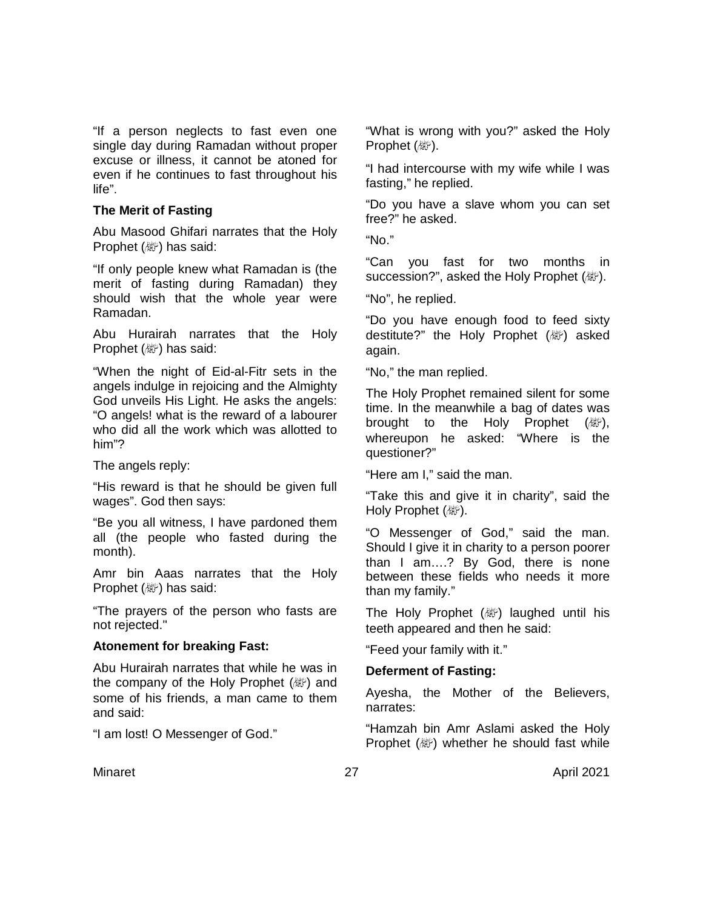"If a person neglects to fast even one single day during Ramadan without proper excuse or illness, it cannot be atoned for even if he continues to fast throughout his life".

**The Merit of Fasting**

Abu Masood Ghifari narrates that the Holy Prophet (ﷺ) has said:

"If only people knew what Ramadan is (the merit of fasting during Ramadan) they should wish that the whole year were Ramadan.

Abu Hurairah narrates that the Holy Prophet (ﷺ) has said:

"When the night of Eid-al-Fitr sets in the angels indulge in rejoicing and the Almighty God unveils His Light. He asks the angels: "O angels! what is the reward of a labourer who did all the work which was allotted to him"?

The angels reply:

"His reward is that he should be given full wages". God then says:

"Be you all witness, I have pardoned them all (the people who fasted during the month).

Amr bin Aaas narrates that the Holy Prophet (ﷺ) has said:

"The prayers of the person who fasts are not rejected."

**Atonement for breaking Fast:**

Abu Hurairah narrates that while he was in the company of the Holy Prophet (ﷺ) and some of his friends, a man came to them and said:

"I am lost! O Messenger of God."

"What is wrong with you?" asked the Holy Prophet (ﷺ).

"I had intercourse with my wife while I was fasting," he replied.

"Do you have a slave whom you can set free?" he asked.

"No."

"Can you fast for two months in succession?", asked the Holy Prophet (ﷺ).

"No", he replied.

"Do you have enough food to feed sixty destitute?" the Holy Prophet (ﷺ) asked again.

"No," the man replied.

The Holy Prophet remained silent for some time. In the meanwhile a bag of dates was brought to the Holy Prophet (ﷺ), whereupon he asked: "Where is the questioner?"

"Here am I," said the man.

"Take this and give it in charity", said the Holy Prophet (ﷺ).

"O Messenger of God," said the man. Should I give it in charity to a person poorer than I am….? By God, there is none between these fields who needs it more than my family."

The Holy Prophet (ﷺ) laughed until his teeth appeared and then he said:

"Feed your family with it."

**Deferment of Fasting:**

Ayesha, the Mother of the Believers, narrates:

"Hamzah bin Amr Aslami asked the Holy Prophet (ﷺ) whether he should fast while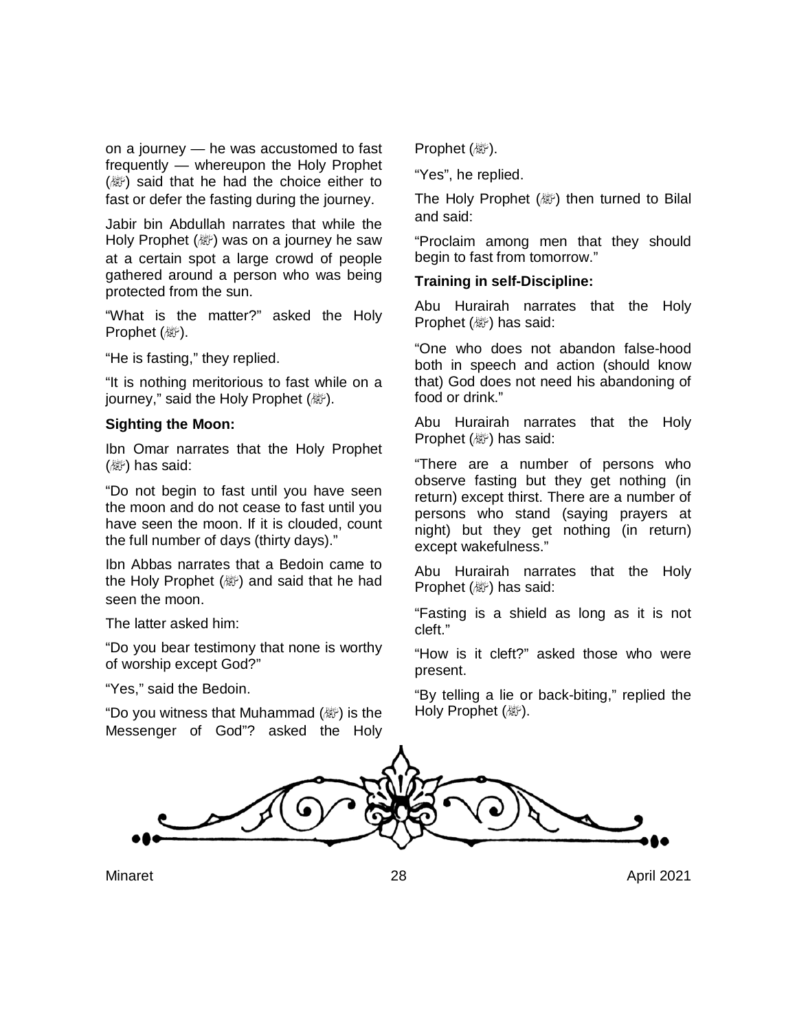on a journey — he was accustomed to fast frequently — whereupon the Holy Prophet (ﷺ) said that he had the choice either to fast or defer the fasting during the journey.

Jabir bin Abdullah narrates that while the Holy Prophet (ﷺ) was on a journey he saw at a certain spot a large crowd of people gathered around a person who was being protected from the sun.

"What is the matter?" asked the Holy Prophet (ﷺ).

"He is fasting," they replied.

"It is nothing meritorious to fast while on a journey," said the Holy Prophet (ﷺ).

**Sighting the Moon:**

Ibn Omar narrates that the Holy Prophet (ﷺ) has said:

"Do not begin to fast until you have seen the moon and do not cease to fast until you have seen the moon. If it is clouded, count the full number of days (thirty days)."

Ibn Abbas narrates that a Bedoin came to the Holy Prophet (ﷺ) and said that he had seen the moon.

The latter asked him:

"Do you bear testimony that none is worthy of worship except God?"

"Yes," said the Bedoin.

"Do you witness that Muhammad (ﷺ) is the Messenger of God"? asked the Holy Prophet (ﷺ).

"Yes", he replied.

The Holy Prophet (ﷺ) then turned to Bilal and said:

"Proclaim among men that they should begin to fast from tomorrow."

**Training in self-Discipline:**

Abu Hurairah narrates that the Holy Prophet (ﷺ) has said:

"One who does not abandon false-hood both in speech and action (should know that) God does not need his abandoning of food or drink."

Abu Hurairah narrates that the Holy Prophet (ﷺ) has said:

"There are a number of persons who observe fasting but they get nothing (in return) except thirst. There are a number of persons who stand (saying prayers at night) but they get nothing (in return) except wakefulness."

Abu Hurairah narrates that the Holy Prophet (ﷺ) has said:

"Fasting is a shield as long as it is not cleft."

"How is it cleft?" asked those who were present.

"By telling a lie or back-biting," replied the Holy Prophet (ﷺ).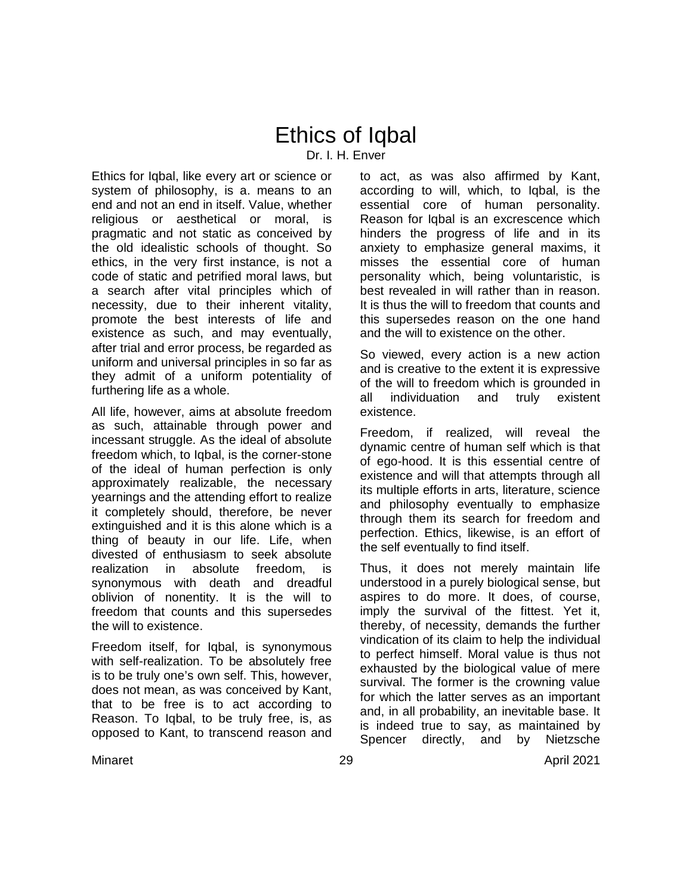# Ethics of Iqbal

Dr. I. H. Enver

Ethics for Iqbal, like every art or science or system of philosophy, is a. means to an end and not an end in itself. Value, whether religious or aesthetical or moral, is pragmatic and not static as conceived by the old idealistic schools of thought. So ethics, in the very first instance, is not a code of static and petrified moral laws, but a search after vital principles which of necessity, due to their inherent vitality, promote the best interests of life and existence as such, and may eventually, after trial and error process, be regarded as uniform and universal principles in so far as they admit of a uniform potentiality of furthering life as a whole.

All life, however, aims at absolute freedom as such, attainable through power and incessant struggle. As the ideal of absolute freedom which, to Iqbal, is the corner-stone of the ideal of human perfection is only approximately realizable, the necessary yearnings and the attending effort to realize it completely should, therefore, be never extinguished and it is this alone which is a thing of beauty in our life. Life, when divested of enthusiasm to seek absolute realization in absolute freedom, is synonymous with death and dreadful oblivion of nonentity. It is the will to freedom that counts and this supersedes the will to existence.

Freedom itself, for Iqbal, is synonymous with self-realization. To be absolutely free is to be truly one's own self. This, however, does not mean, as was conceived by Kant, that to be free is to act according to Reason. To Iqbal, to be truly free, is, as opposed to Kant, to transcend reason and to act, as was also affirmed by Kant, according to will, which, to Iqbal, is the essential core of human personality. Reason for Iqbal is an excrescence which hinders the progress of life and in its anxiety to emphasize general maxims, it misses the essential core of human personality which, being voluntaristic, is best revealed in will rather than in reason. It is thus the will to freedom that counts and this supersedes reason on the one hand and the will to existence on the other.

So viewed, every action is a new action and is creative to the extent it is expressive of the will to freedom which is grounded in all individuation and truly existent existence.

Freedom, if realized, will reveal the dynamic centre of human self which is that of ego-hood. It is this essential centre of existence and will that attempts through all its multiple efforts in arts, literature, science and philosophy eventually to emphasize through them its search for freedom and perfection. Ethics, likewise, is an effort of the self eventually to find itself.

Thus, it does not merely maintain life understood in a purely biological sense, but aspires to do more. It does, of course, imply the survival of the fittest. Yet it, thereby, of necessity, demands the further vindication of its claim to help the individual to perfect himself. Moral value is thus not exhausted by the biological value of mere survival. The former is the crowning value for which the latter serves as an important and, in all probability, an inevitable base. It is indeed true to say, as maintained by Spencer directly, and by Nietzsche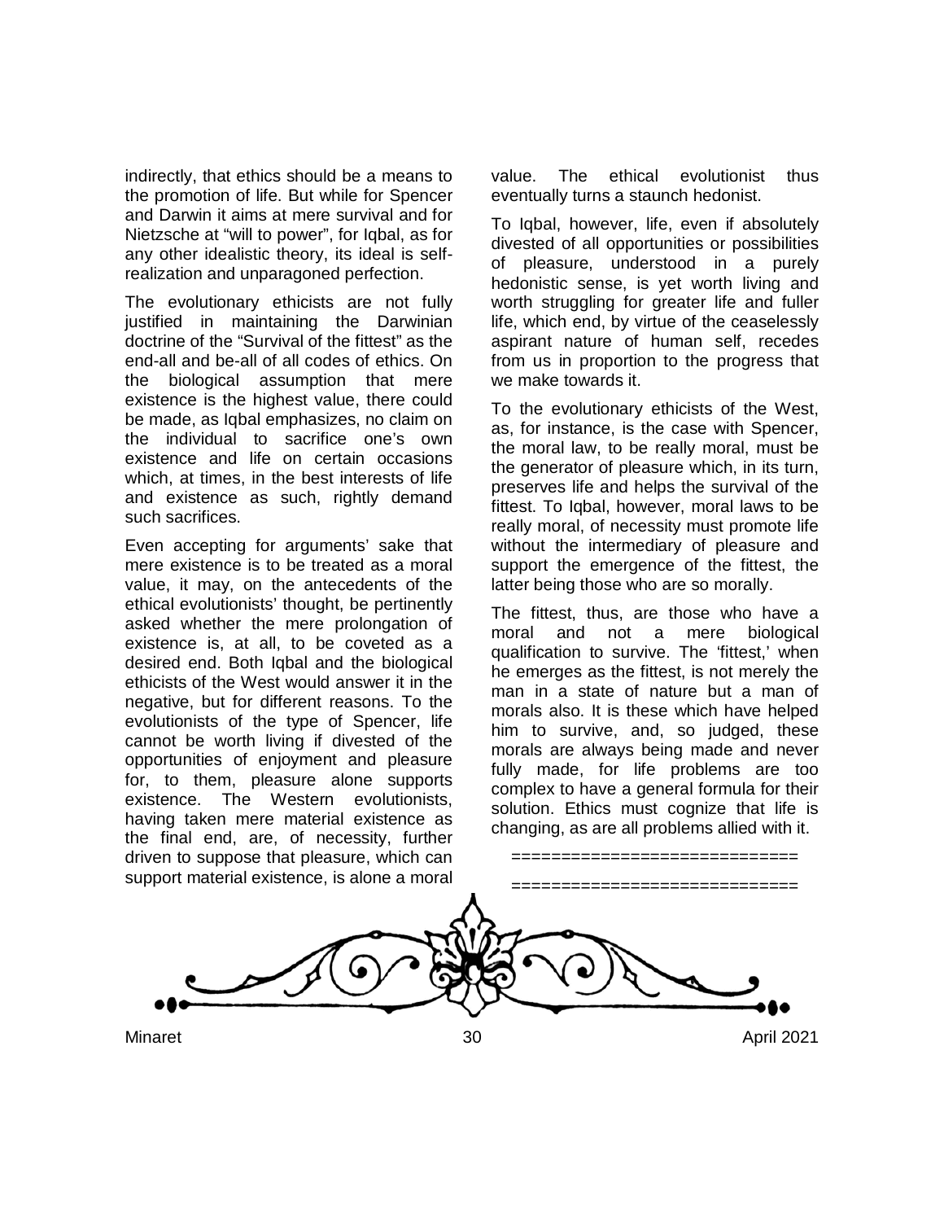indirectly, that ethics should be a means to the promotion of life. But while for Spencer and Darwin it aims at mere survival and for Nietzsche at "will to power", for Iqbal, as for any other idealistic theory, its ideal is self-realization and unparagoned perfection.

The evolutionary ethicists are not fully justified in maintaining the Darwinian doctrine of the "Survival of the fittest" as the end-all and be-all of all codes of ethics. On the biological assumption that mere existence is the highest value, there could be made, as Iqbal emphasizes, no claim on the individual to sacrifice one's own existence and life on certain occasions which, at times, in the best interests of life and existence as such, rightly demand such sacrifices.

Even accepting for arguments' sake that mere existence is to be treated as a moral value, it may, on the antecedents of the ethical evolutionists' thought, be pertinently asked whether the mere prolongation of existence is, at all, to be coveted as a desired end. Both Iqbal and the biological ethicists of the West would answer it in the negative, but for different reasons. To the evolutionists of the type of Spencer, life cannot be worth living if divested of the opportunities of enjoyment and pleasure for, to them, pleasure alone supports existence. The Western evolutionists, having taken mere material existence as the final end, are, of necessity, further driven to suppose that pleasure, which can support material existence, is alone a moral value. The ethical evolutionist thus eventually turns a staunch hedonist.

To Iqbal, however, life, even if absolutely divested of all opportunities or possibilities of pleasure, understood in a purely hedonistic sense, is yet worth living and worth struggling for greater life and fuller life, which end, by virtue of the ceaselessly aspirant nature of human self, recedes from us in proportion to the progress that we make towards it.

To the evolutionary ethicists of the West, as, for instance, is the case with Spencer, the moral law, to be really moral, must be the generator of pleasure which, in its turn, preserves life and helps the survival of the fittest. To Iqbal, however, moral laws to be really moral, of necessity must promote life without the intermediary of pleasure and support the emergence of the fittest, the latter being those who are so morally.

The fittest, thus, are those who have a moral and not a mere biological qualification to survive. The 'fittest,' when he emerges as the fittest, is not merely the man in a state of nature but a man of morals also. It is these which have helped him to survive, and, so judged, these morals are always being made and never fully made, for life problems are too complex to have a general formula for their solution. Ethics must cognize that life is changing, as are all problems allied with it.

============================

============================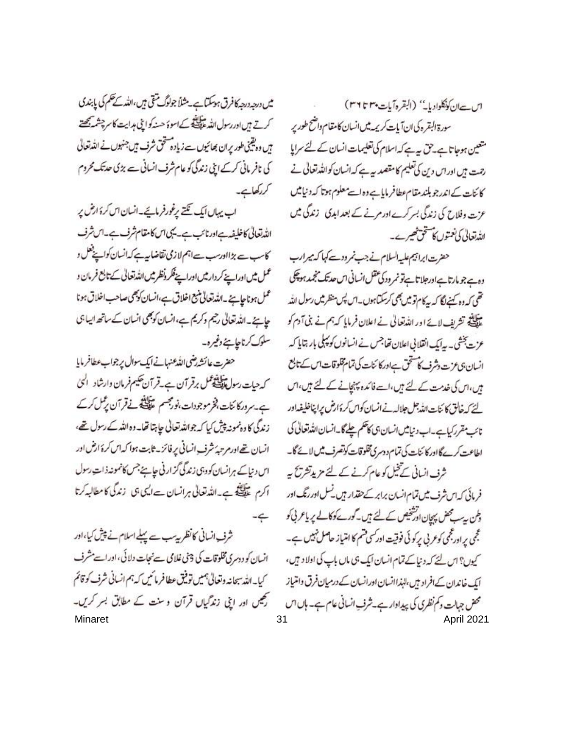اس سے ان کو نکلوادیا۔" (البقرہ آیات ۳۰ تا ۳۶)

سورۃ البقرہ کی ان آیات کریمہ میں انسان کا مقام واضح طور پر متعین ہوجاتا ہے۔حق یہ ہے کہ اسلام کی تعلیمات انسان کے لئے سراپا رحمت ہیں اور اس دین کی تعلیم کا مقصد یہ ہے کہ انسان کو اللہ تعالیٰ نے کائنات کے اندر جو بلند مقام عطا فرمایا ہے وہ اسے معلوم ہوتا کہ دنیا میں عزت و فلاح کی زندگی بسر کرے اور مرنے کے بعد ابدی زندگی میں اللہ تعالیٰ کی نعمتوں کا مستحق ٹھہرے۔

حضرت ابراہیم علیہ السلام نے جب نمرود سے کہا کہ میرا رب وہ ہے جو مارتا ہے اور جلاتا ہے تو نمرود کی عقل انسانی اس حد تک منجمد ہوچکی تھی کہ وہ کہنے لگا کہ یہ کام تو میں بھی کرسکتا ہوں۔اس پس منظر میں رسول اللہ ﷺ تشریف لائے اور اللہ تعالیٰ نے اعلان فرمایا کہ ہم نے بنی آدم کو عزت بخشی۔یہ ایک انقلابی اعلان تھا جس نے انسانوں کو پہلی بار بتایا کہ انسان ہی عزت وشرف کا مستحق ہے اور کائنات کی تمام مخلوقات اس کے تابع ہیں، اس کی خدمت کے لئے ہیں، اسے فائدہ پہنچانے کے لئے ہیں، اس لئے کہ خالق کائنات اللہ جل جلالہ نے انسان کو اس کرۂ ارض پر اپنا خلیفہ اور نائب مقرر کیا ہے۔اب دنیا میں انسان ہی کا حکم چلے گا۔انسان اللہ تعالیٰ کی اطاعت کرے گا اور کائنات کی تمام دوسری مخلوقات کو تصرف میں لائے گا۔

شرف انسانی کے تخیل کو عام کرنے کے لئے مزید تشریح یہ فرمائی کہ اس شرف میں تمام انسان برابر کے حقدار ہیں۔نسل اور رنگ اور وطن یہ سب محض پہچان اور تشخیص کے لئے ہیں۔گورے کو کالے پر یا عربی کو عجمی پر اور عجمی کو عربی پر کوئی فوقیت اور کسی قسم کا امتیاز حاصل نہیں ہے۔کیوں؟ اس لئے کہ دنیا کے تمام انسان ایک ہی ماں باپ کی اولاد ہیں، ایک خاندان کے افراد ہیں، لہٰذا انسان اور انسان کے درمیان فرق وامتیاز محض جہالت و کم نظری کی پیداوار ہے۔شرفِ انسانی عام ہے۔ہاں اس میں درجہ درجہ کا فرق ہوسکتا ہے۔مثلاً جو لوگ متقی ہیں، اللہ کے حکم کی پابندی کرتے ہیں اور رسول اللہ ﷺ کے اسوۂ حسنہ کو اپنی ہدایت کا سرچشمہ سمجھتے ہیں وہ یقینی طور پر ان بھائیوں سے زیادہ مستحق شرف ہیں جنہوں نے اللہ تعالیٰ کی نافرمانی کرکے اپنی زندگی کو عام شرف انسانی سے بڑی حد تک محروم کررکھا ہے۔

اب یہاں ایک نکتے پر غور فرمایئے۔انسان اس کرۂ ارض پر اللہ تعالیٰ کا خلیفہ ہے اور نائب ہے۔یہی اس کا مقام شرف ہے۔اس شرف کا سب سے بڑا اور سب سے اہم لازمی تقاضا یہ ہے کہ انسان کو اپنے فعل و عمل میں اور اپنے کردار میں اور اپنے فکر ونظر میں اللہ تعالیٰ کے تابع فرمان و عمل ہونا چاہئے۔اللہ تعالیٰ منبع اخلاق ہے، انسان کو بھی صاحب اخلاق ہونا چاہئے۔اللہ تعالیٰ رحیم و کریم ہے، انسان کو بھی انسان کے ساتھ ایسا ہی سلوک کرنا چاہئے وغیرہ۔

حضرت عائشہ رضی اللہ عنہا نے ایک سوال پر جواب عطا فرمایا کہ حیات رسول ﷺ عمل بر قرآن ہے۔قرآن حکیم فرمان وارشاد الہیٰ ہے۔سرور کائنات، فخر موجودات، نور مجسم ﷺ نے قرآن پر عمل کرکے زندگی کا وہ نمونہ پیش کیا کہ جو اللہ تعالیٰ چاہتا تھا۔وہ اللہ کے رسول تھے، انسان تھے اور مرتبۂ شرف انسانی پر فائز۔ثابت ہوا کہ اس کرۂ ارض اور اس دنیا کے ہر انسان کو وہی زندگی گزارنی چاہئے جس کا نمونہ ذات رسول اکرم ﷺ ہے۔اللہ تعالیٰ ہر انسان سے ایسی ہی زندگی کا مطالبہ کرتا ہے۔

شرف انسانی کا نظریہ سب سے پہلے اسلام نے پیش کیا، اور انسان کو دوسری مخلوقات کی ذہنی غلامی سے نجات دلائی، اور اسے مشرف کیا۔اللہ سبحانہ وتعالیٰ ہمیں توفیق عطا فرمائیں کہ ہم انسانی شرف کو قائم رکھیں اور اپنی زندگیاں قرآن و سنت کے مطابق بسر کریں۔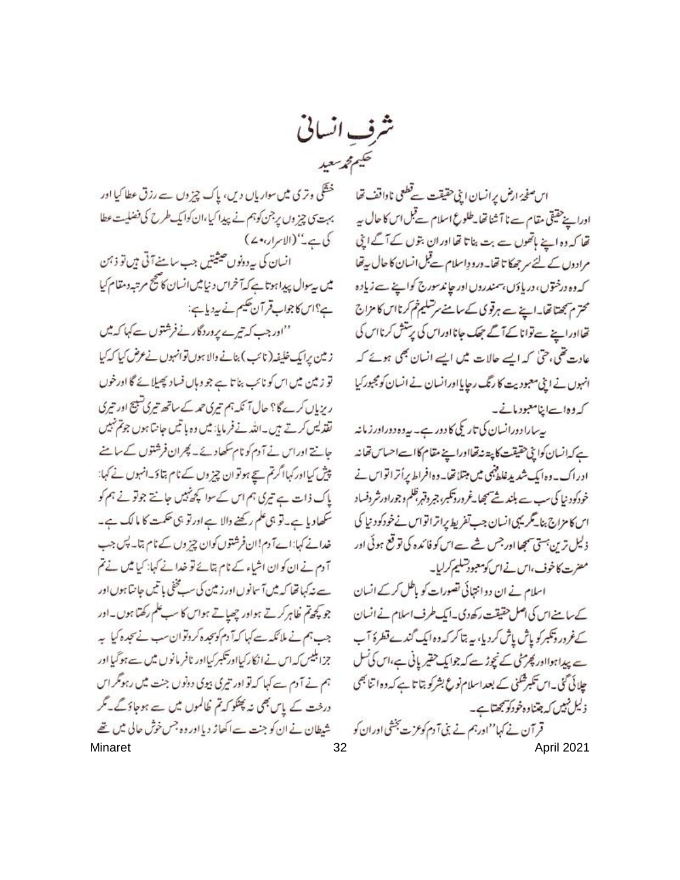# شرفِ انسانی

## حکیم محمد سعید

اس صفحۂ ارض پر انسان اپنی حقیقت سے قطعی ناواقف تھا اور اپنے حقیقی مقام سے ناآشنا تھا۔ طلوعِ اسلام سے قبل اس کا حال یہ تھا کہ وہ اپنے ہاتھوں سے بت بناتا تھا اور ان بتوں کے آگے اپنی مرادوں کے لئے سر جھکاتا تھا۔ ورودِ اسلام سے قبل انسان کا حال یہ تھا کہ وہ درختوں، دریاؤں، سمندروں اور چاند سورج کو اپنے سے زیادہ محترم سمجھتا تھا۔ اپنے سے ہر قوی کے سامنے سرِ تسلیم خم کرنا اس کا مزاج تھا اور اپنے سے توانا کے آگے جھک جانا اور اس کی پرستش کرنا اس کی عادت تھی، حتیٰ کہ ایسے حالات میں ایسے انسان بھی ہوئے کہ انہوں نے اپنی معبودیت کا رنگ رچایا اور انسان نے انسان کو مجبور کیا کہ وہ اسے اپنا معبود مانے۔

یہ سارا دور انسان کی تاریکی کا دور ہے۔ یہ وہ دور اور زمانہ ہے کہ انسان کو اپنی حقیقت کا پتہ نہ تھا اور اپنے مقام کا اسے احساس تھا نہ ادراک۔ وہ ایک شدید غلط فہمی میں مبتلا تھا۔ وہ افراط پر اُترا تو اس نے خود کو دنیا کی سب سے بلند شے سمجھا۔ غرور و تکبر، جبر و قہر، ظلم و جور اور شر و فساد اس کا مزاج بنا۔ مگر یہی انسان جب تفریط پر اترا تو اس نے خود کو دنیا کی ذلیل ترین ہستی سمجھا اور جس شے سے اس کو فائدہ کی توقع ہوئی اور مضرت کا خوف، اس نے اس کو معبود تسلیم کرلیا۔

اسلام نے ان دو انتہائی تصورات کو باطل کر کے انسان کے سامنے اس کی اصل حقیقت رکھ دی۔ ایک طرف اسلام نے انسان کے غرور و تکبر کو پاش پاش کر دیا، یہ بتا کر کہ وہ ایک گندے قطرۂ آب سے پیدا ہوا اور پھر مٹی کے نچوڑ سے کہ جو ایک حقیر پانی ہے، اس کی نسل چلائی گئی۔ اس تکبر شکنی کے بعد اسلام نوعِ بشر کو بتاتا ہے کہ وہ اتنا بھی ذلیل نہیں کہ جتنا وہ خود کو سمجھتا ہے۔

قرآن نے کہا "اور ہم نے بنی آدم کو عزت بخشی اور ان کو خشکی و تری میں سواریاں دیں، پاک چیزوں سے رزق عطا کیا اور بہت سی چیزوں پر جن کو ہم نے پیدا کیا، ان کو ایک طرح کی فضیلت عطا کی ہے۔" (الاسراء، ۷۰)

انسان کی یہ دونوں حیثیتیں جب سامنے آتی ہیں تو ذہن میں یہ سوال پیدا ہوتا ہے کہ آخر اس دنیا میں انسان کا صحیح مرتبہ و مقام کیا ہے؟ اس کا جواب قرآن حکیم نے یہ دیا ہے:

"اور جب کہ تیرے پروردگار نے فرشتوں سے کہا کہ میں زمین پر ایک خلیفہ (نائب) بنانے والا ہوں تو انہوں نے عرض کیا کہ کیا تو زمین میں اس کو نائب بناتا ہے جو وہاں فساد پھیلائے گا اور خون ریزیاں کرے گا؟ حال آنکہ ہم تیری حمد کے ساتھ تیری تسبیح اور تیری تقدیس کرتے ہیں۔ اللہ نے فرمایا: میں وہ باتیں جانتا ہوں جو تم نہیں جانتے اور اس نے آدم کو نام سکھا دئے۔ پھر ان فرشتوں کے سامنے پیش کیا اور کہا اگر تم سچے ہو تو ان چیزوں کے نام بتاؤ۔ انہوں نے کہا: پاک ذات ہے تیری ہم اس کے سوا کچھ نہیں جانتے جو تو نے ہم کو سکھا دیا ہے۔ تو ہی علم رکھنے والا ہے اور تو ہی حکمت کا مالک ہے۔ خدا نے کہا: اے آدم! ان فرشتوں کو ان چیزوں کے نام بتا۔ پس جب آدم نے ان کو ان اشیاء کے نام بتائے تو خدا نے کہا: کیا میں نے تم سے نہ کہا تھا کہ میں آسمانوں اور زمین کی سب مخفی باتیں جانتا ہوں اور جو کچھ تم ظاہر کرتے ہو اور چھپاتے ہو اس کا سب علم رکھتا ہوں۔ اور جب ہم نے ملائکہ سے کہا کہ آدم کو سجدہ کرو تو ان سب نے سجدہ کیا بجز ابلیس کہ اس نے انکار کیا اور تکبر کیا اور نافرمانوں میں سے ہو گیا اور ہم نے آدم سے کہا کہ تو اور تیری بیوی دونوں جنت میں رہو مگر اس درخت کے پاس بھی نہ پھٹکو کہ تم ظالموں میں سے ہو جاؤ گے۔ مگر شیطان نے ان کو جنت سے اکھاڑ دیا اور وہ جس خوش حالی میں تھے